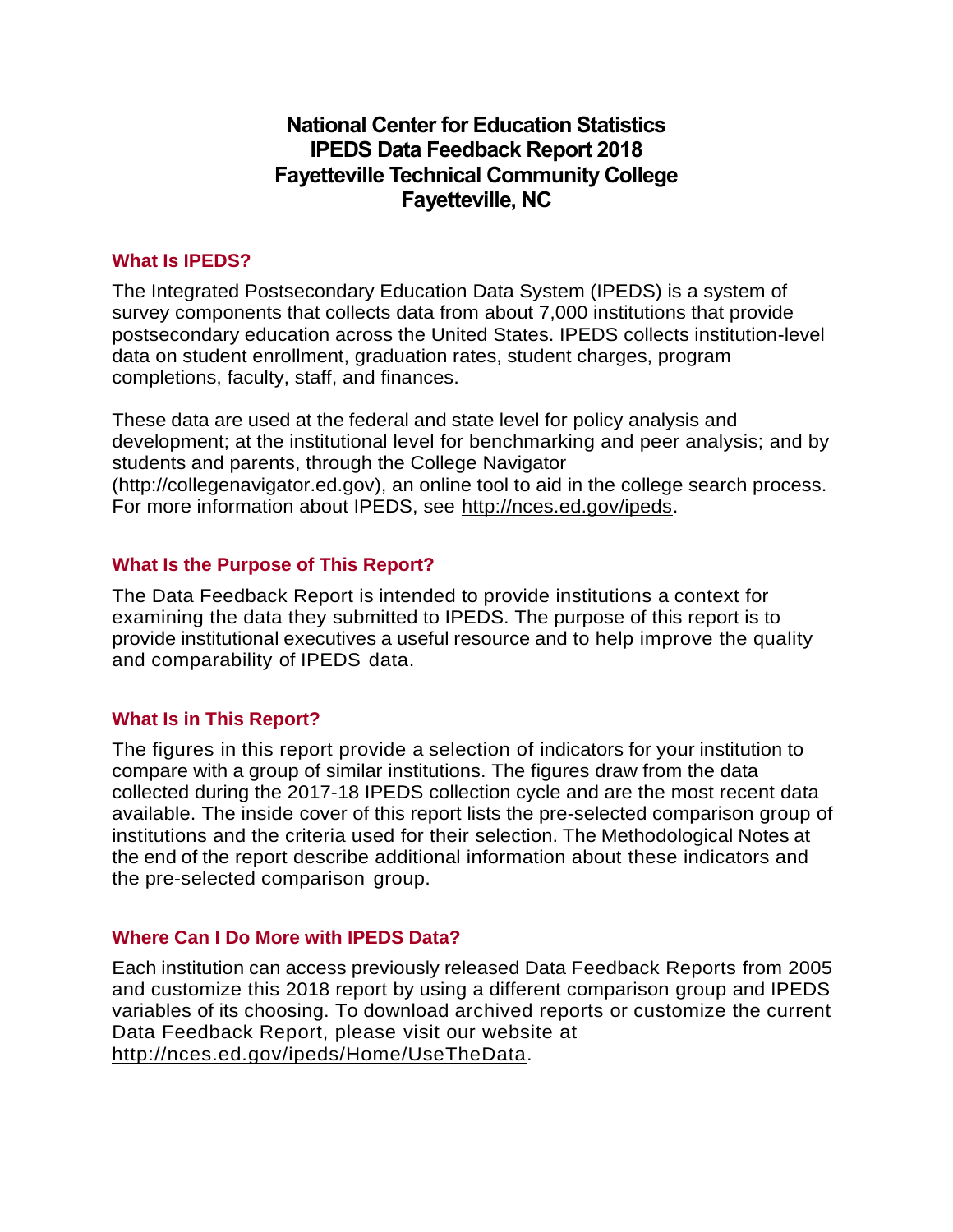# National Center for Education Statistics
# IPEDS Data Feedback Report 2018
# Fayetteville Technical Community College
# Fayetteville, NC

## What Is IPEDS?

The Integrated Postsecondary Education Data System (IPEDS) is a system of survey components that collects data from about 7,000 institutions that provide postsecondary education across the United States. IPEDS collects institution-level data on student enrollment, graduation rates, student charges, program completions, faculty, staff, and finances.

These data are used at the federal and state level for policy analysis and development; at the institutional level for benchmarking and peer analysis; and by students and parents, through the College Navigator (http://collegenavigator.ed.gov), an online tool to aid in the college search process. For more information about IPEDS, see http://nces.ed.gov/ipeds.

## What Is the Purpose of This Report?

The Data Feedback Report is intended to provide institutions a context for examining the data they submitted to IPEDS. The purpose of this report is to provide institutional executives a useful resource and to help improve the quality and comparability of IPEDS data.

## What Is in This Report?

The figures in this report provide a selection of indicators for your institution to compare with a group of similar institutions. The figures draw from the data collected during the 2017-18 IPEDS collection cycle and are the most recent data available. The inside cover of this report lists the pre-selected comparison group of institutions and the criteria used for their selection. The Methodological Notes at the end of the report describe additional information about these indicators and the pre-selected comparison group.

## Where Can I Do More with IPEDS Data?

Each institution can access previously released Data Feedback Reports from 2005 and customize this 2018 report by using a different comparison group and IPEDS variables of its choosing. To download archived reports or customize the current Data Feedback Report, please visit our website at http://nces.ed.gov/ipeds/Home/UseTheData.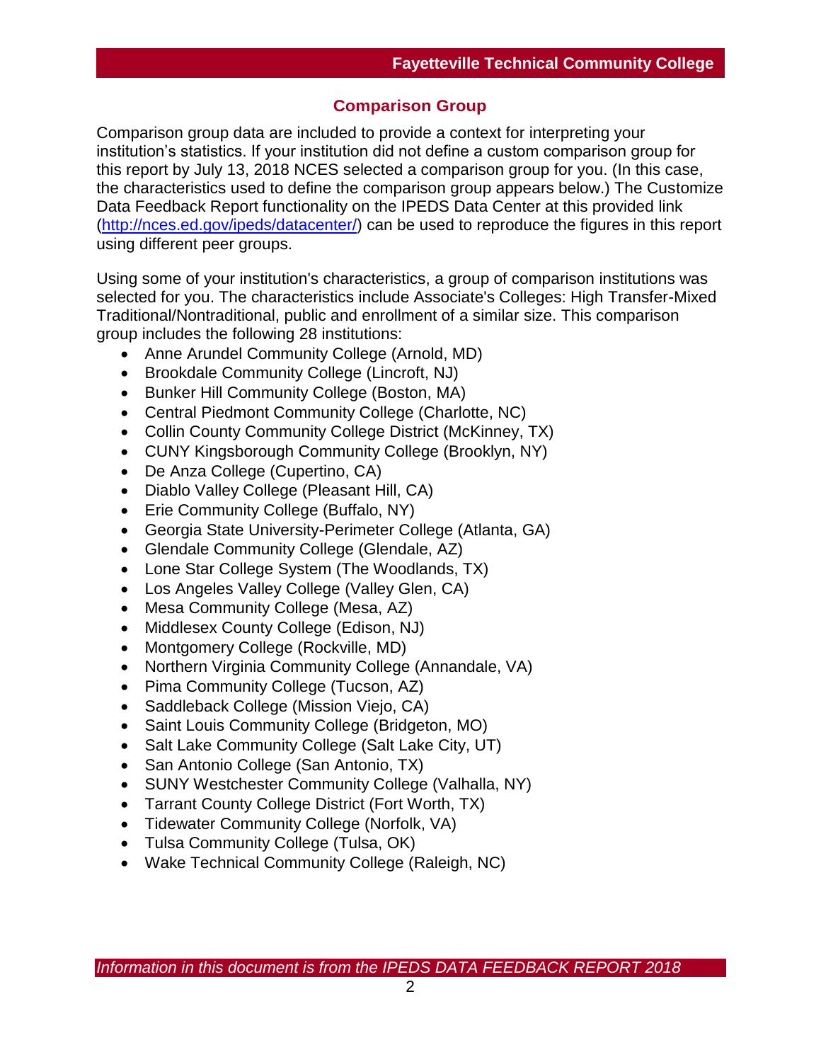## Comparison Group

Comparison group data are included to provide a context for interpreting your institution's statistics. If your institution did not define a custom comparison group for this report by July 13, 2018 NCES selected a comparison group for you. (In this case, the characteristics used to define the comparison group appears below.) The Customize Data Feedback Report functionality on the IPEDS Data Center at this provided link (http://nces.ed.gov/ipeds/datacenter/) can be used to reproduce the figures in this report using different peer groups.

Using some of your institution's characteristics, a group of comparison institutions was selected for you. The characteristics include Associate's Colleges: High Transfer-Mixed Traditional/Nontraditional, public and enrollment of a similar size. This comparison group includes the following 28 institutions:

- Anne Arundel Community College (Arnold, MD)
- Brookdale Community College (Lincroft, NJ)
- Bunker Hill Community College (Boston, MA)
- Central Piedmont Community College (Charlotte, NC)
- Collin County Community College District (McKinney, TX)
- CUNY Kingsborough Community College (Brooklyn, NY)
- De Anza College (Cupertino, CA)
- Diablo Valley College (Pleasant Hill, CA)
- Erie Community College (Buffalo, NY)
- Georgia State University-Perimeter College (Atlanta, GA)
- Glendale Community College (Glendale, AZ)
- Lone Star College System (The Woodlands, TX)
- Los Angeles Valley College (Valley Glen, CA)
- Mesa Community College (Mesa, AZ)
- Middlesex County College (Edison, NJ)
- Montgomery College (Rockville, MD)
- Northern Virginia Community College (Annandale, VA)
- Pima Community College (Tucson, AZ)
- Saddleback College (Mission Viejo, CA)
- Saint Louis Community College (Bridgeton, MO)
- Salt Lake Community College (Salt Lake City, UT)
- San Antonio College (San Antonio, TX)
- SUNY Westchester Community College (Valhalla, NY)
- Tarrant County College District (Fort Worth, TX)
- Tidewater Community College (Norfolk, VA)
- Tulsa Community College (Tulsa, OK)
- Wake Technical Community College (Raleigh, NC)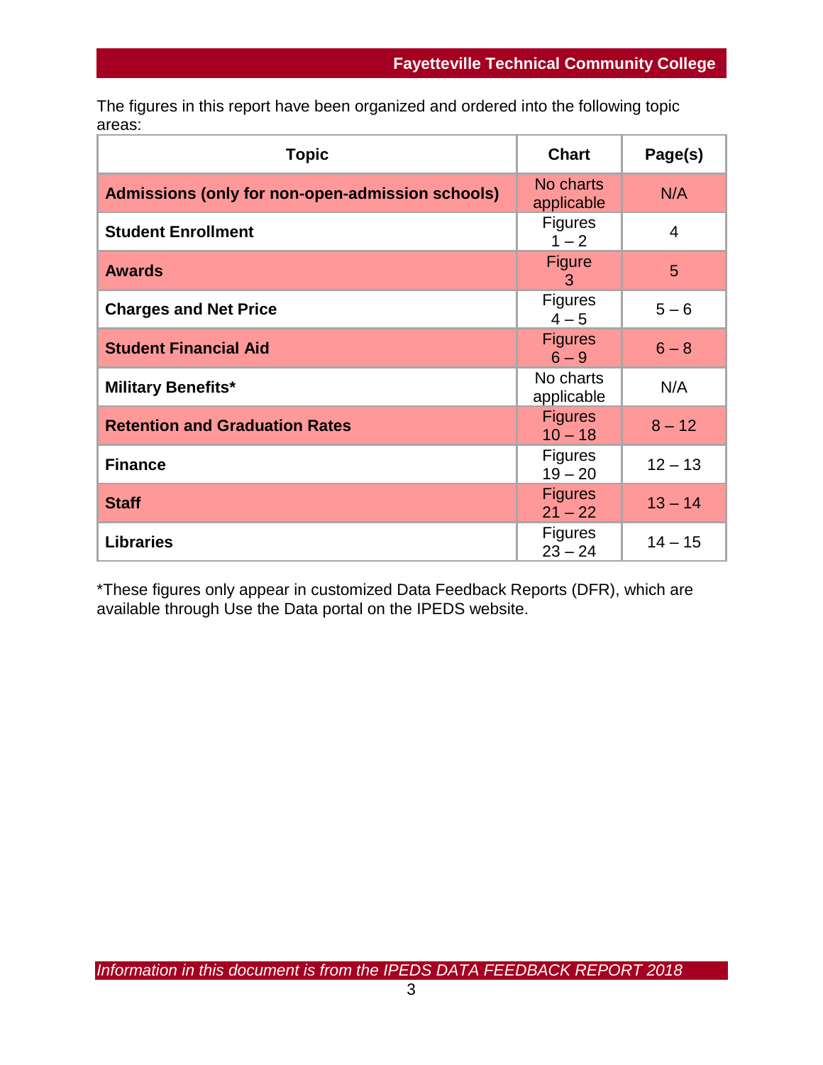The figures in this report have been organized and ordered into the following topic areas:

| Topic | Chart | Page(s) |
|---|---|---|
| **Admissions (only for non-open-admission schools)** | No charts applicable | N/A |
| **Student Enrollment** | Figures 1 – 2 | 4 |
| **Awards** | Figure 3 | 5 |
| **Charges and Net Price** | Figures 4 – 5 | 5 – 6 |
| **Student Financial Aid** | Figures 6 – 9 | 6 – 8 |
| **Military Benefits*** | No charts applicable | N/A |
| **Retention and Graduation Rates** | Figures 10 – 18 | 8 – 12 |
| **Finance** | Figures 19 – 20 | 12 – 13 |
| **Staff** | Figures 21 – 22 | 13 – 14 |
| **Libraries** | Figures 23 – 24 | 14 – 15 |

*These figures only appear in customized Data Feedback Reports (DFR), which are available through Use the Data portal on the IPEDS website.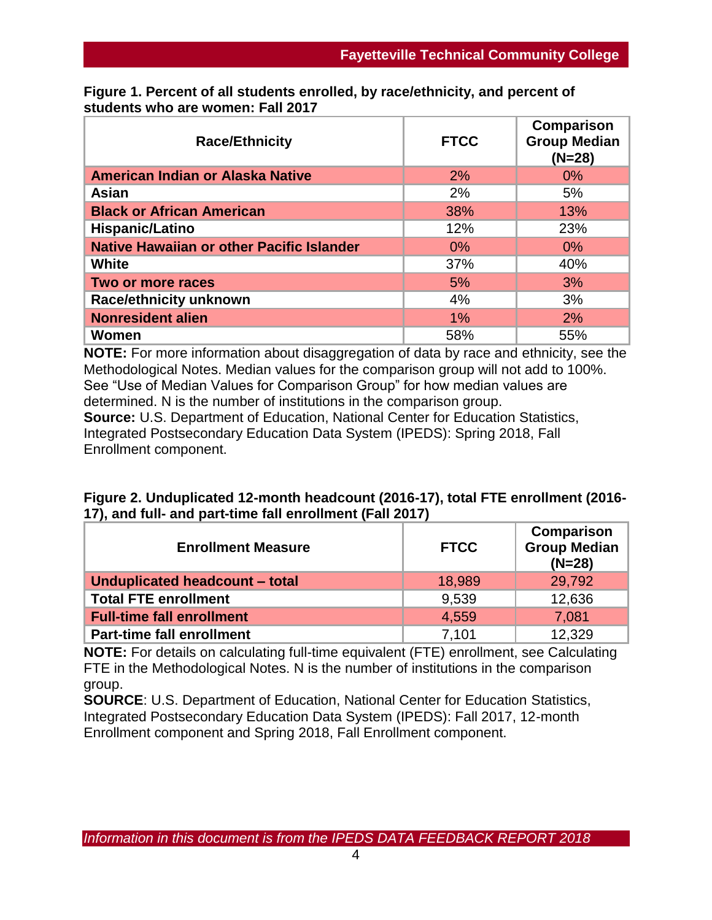**Figure 1. Percent of all students enrolled, by race/ethnicity, and percent of students who are women: Fall 2017**

| Race/Ethnicity | FTCC | Comparison Group Median (N=28) |
|---|---|---|
| American Indian or Alaska Native | 2% | 0% |
| Asian | 2% | 5% |
| Black or African American | 38% | 13% |
| Hispanic/Latino | 12% | 23% |
| Native Hawaiian or other Pacific Islander | 0% | 0% |
| White | 37% | 40% |
| Two or more races | 5% | 3% |
| Race/ethnicity unknown | 4% | 3% |
| Nonresident alien | 1% | 2% |
| Women | 58% | 55% |

**NOTE:** For more information about disaggregation of data by race and ethnicity, see the Methodological Notes. Median values for the comparison group will not add to 100%. See "Use of Median Values for Comparison Group" for how median values are determined. N is the number of institutions in the comparison group.
**Source:** U.S. Department of Education, National Center for Education Statistics, Integrated Postsecondary Education Data System (IPEDS): Spring 2018, Fall Enrollment component.

**Figure 2. Unduplicated 12-month headcount (2016-17), total FTE enrollment (2016-17), and full- and part-time fall enrollment (Fall 2017)**

| Enrollment Measure | FTCC | Comparison Group Median (N=28) |
|---|---|---|
| Unduplicated headcount – total | 18,989 | 29,792 |
| Total FTE enrollment | 9,539 | 12,636 |
| Full-time fall enrollment | 4,559 | 7,081 |
| Part-time fall enrollment | 7,101 | 12,329 |

**NOTE:** For details on calculating full-time equivalent (FTE) enrollment, see Calculating FTE in the Methodological Notes. N is the number of institutions in the comparison group.
**SOURCE**: U.S. Department of Education, National Center for Education Statistics, Integrated Postsecondary Education Data System (IPEDS): Fall 2017, 12-month Enrollment component and Spring 2018, Fall Enrollment component.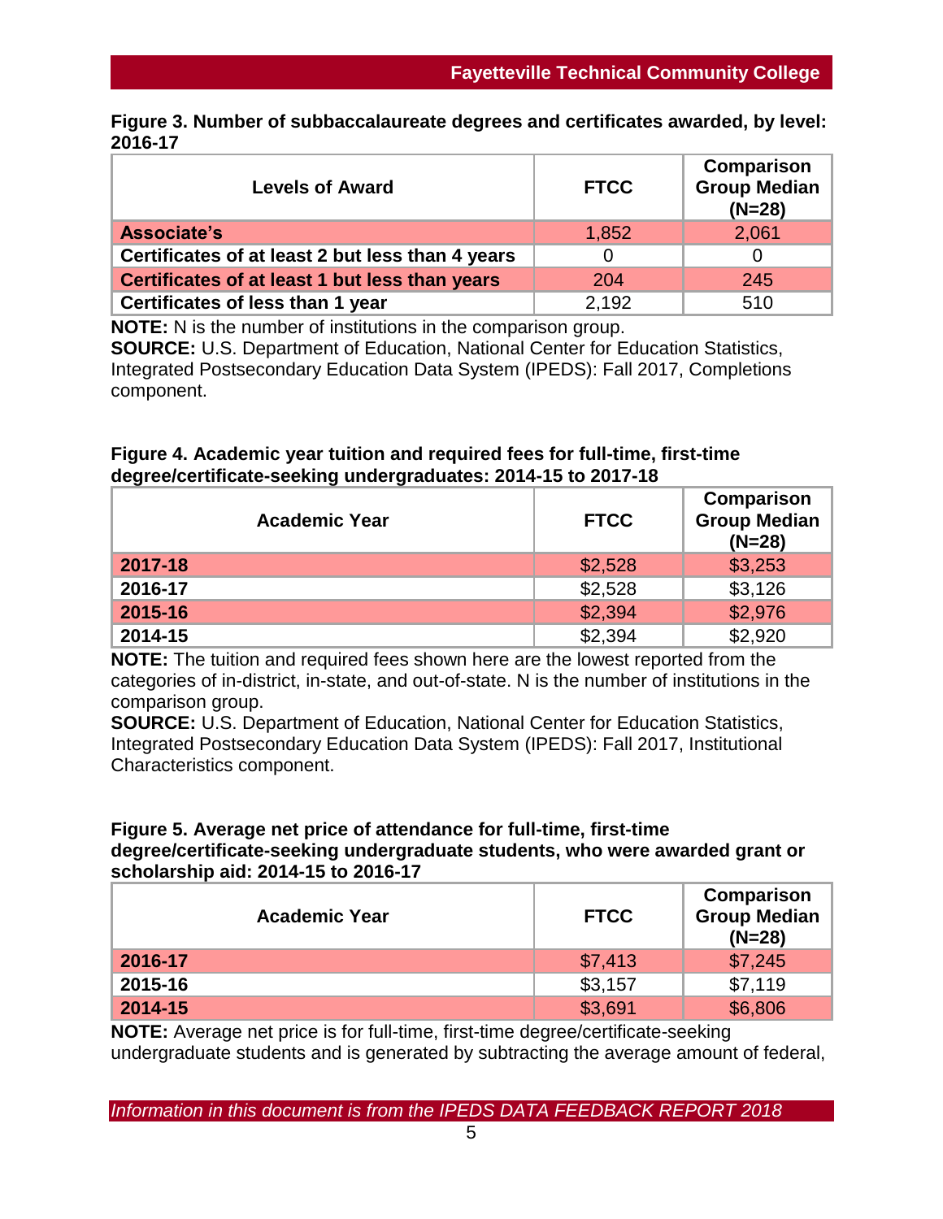**Figure 3. Number of subbaccalaureate degrees and certificates awarded, by level: 2016-17**

| Levels of Award | FTCC | Comparison Group Median (N=28) |
|---|---|---|
| Associate's | 1,852 | 2,061 |
| Certificates of at least 2 but less than 4 years | 0 | 0 |
| Certificates of at least 1 but less than years | 204 | 245 |
| Certificates of less than 1 year | 2,192 | 510 |

**NOTE:** N is the number of institutions in the comparison group.
**SOURCE:** U.S. Department of Education, National Center for Education Statistics, Integrated Postsecondary Education Data System (IPEDS): Fall 2017, Completions component.

**Figure 4. Academic year tuition and required fees for full-time, first-time degree/certificate-seeking undergraduates: 2014-15 to 2017-18**

| Academic Year | FTCC | Comparison Group Median (N=28) |
|---|---|---|
| 2017-18 | $2,528 | $3,253 |
| 2016-17 | $2,528 | $3,126 |
| 2015-16 | $2,394 | $2,976 |
| 2014-15 | $2,394 | $2,920 |

**NOTE:** The tuition and required fees shown here are the lowest reported from the categories of in-district, in-state, and out-of-state. N is the number of institutions in the comparison group.
**SOURCE:** U.S. Department of Education, National Center for Education Statistics, Integrated Postsecondary Education Data System (IPEDS): Fall 2017, Institutional Characteristics component.

**Figure 5. Average net price of attendance for full-time, first-time degree/certificate-seeking undergraduate students, who were awarded grant or scholarship aid: 2014-15 to 2016-17**

| Academic Year | FTCC | Comparison Group Median (N=28) |
|---|---|---|
| 2016-17 | $7,413 | $7,245 |
| 2015-16 | $3,157 | $7,119 |
| 2014-15 | $3,691 | $6,806 |

**NOTE:** Average net price is for full-time, first-time degree/certificate-seeking undergraduate students and is generated by subtracting the average amount of federal,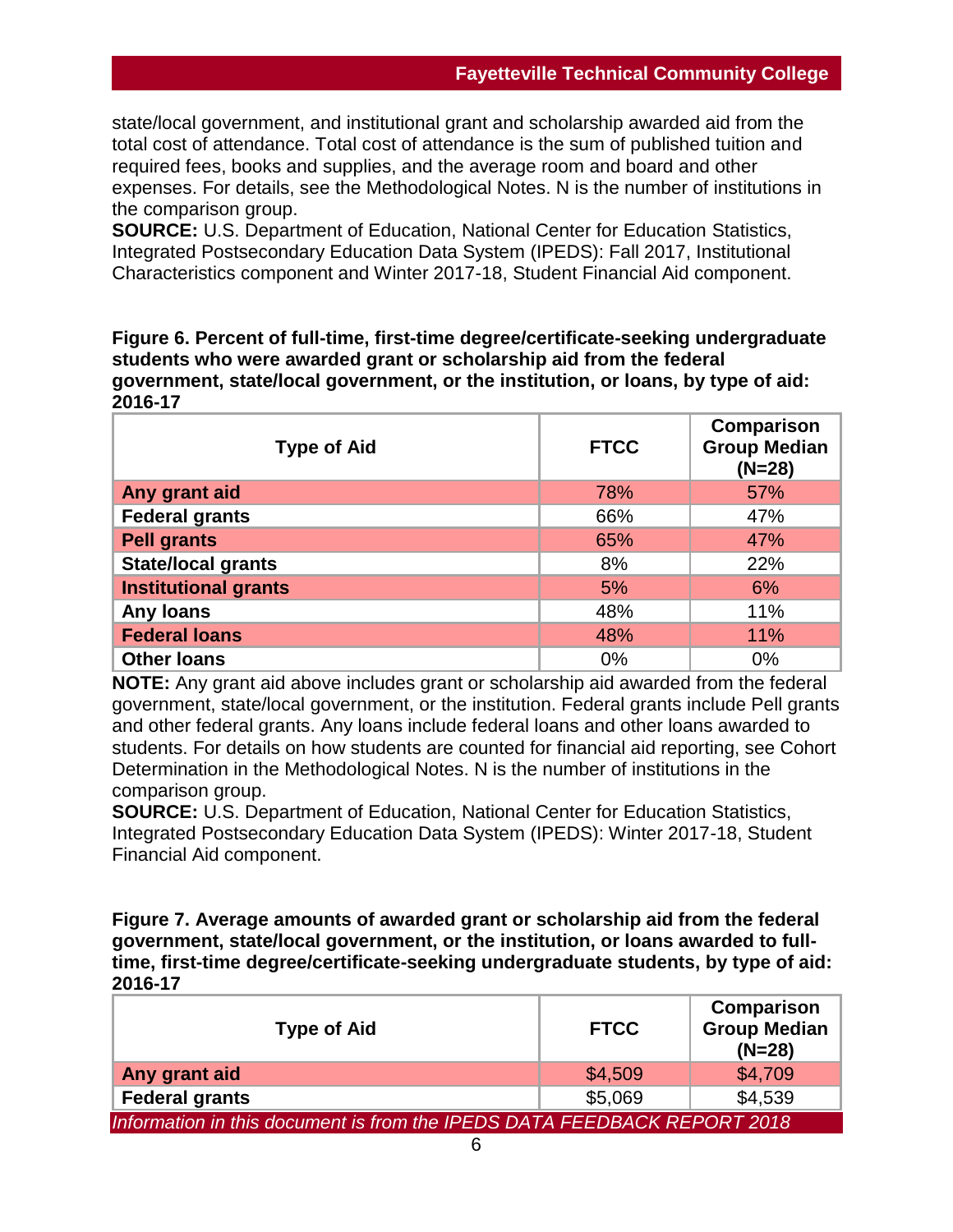state/local government, and institutional grant and scholarship awarded aid from the total cost of attendance. Total cost of attendance is the sum of published tuition and required fees, books and supplies, and the average room and board and other expenses. For details, see the Methodological Notes. N is the number of institutions in the comparison group.
**SOURCE:** U.S. Department of Education, National Center for Education Statistics, Integrated Postsecondary Education Data System (IPEDS): Fall 2017, Institutional Characteristics component and Winter 2017-18, Student Financial Aid component.

**Figure 6. Percent of full-time, first-time degree/certificate-seeking undergraduate students who were awarded grant or scholarship aid from the federal government, state/local government, or the institution, or loans, by type of aid: 2016-17**

| Type of Aid | FTCC | Comparison Group Median (N=28) |
|---|---|---|
| **Any grant aid** | 78% | 57% |
| **Federal grants** | 66% | 47% |
| **Pell grants** | 65% | 47% |
| **State/local grants** | 8% | 22% |
| **Institutional grants** | 5% | 6% |
| **Any loans** | 48% | 11% |
| **Federal loans** | 48% | 11% |
| **Other loans** | 0% | 0% |

**NOTE:** Any grant aid above includes grant or scholarship aid awarded from the federal government, state/local government, or the institution. Federal grants include Pell grants and other federal grants. Any loans include federal loans and other loans awarded to students. For details on how students are counted for financial aid reporting, see Cohort Determination in the Methodological Notes. N is the number of institutions in the comparison group.
**SOURCE:** U.S. Department of Education, National Center for Education Statistics, Integrated Postsecondary Education Data System (IPEDS): Winter 2017-18, Student Financial Aid component.

**Figure 7. Average amounts of awarded grant or scholarship aid from the federal government, state/local government, or the institution, or loans awarded to full-time, first-time degree/certificate-seeking undergraduate students, by type of aid: 2016-17**

| Type of Aid | FTCC | Comparison Group Median (N=28) |
|---|---|---|
| **Any grant aid** | $4,509 | $4,709 |
| **Federal grants** | $5,069 | $4,539 |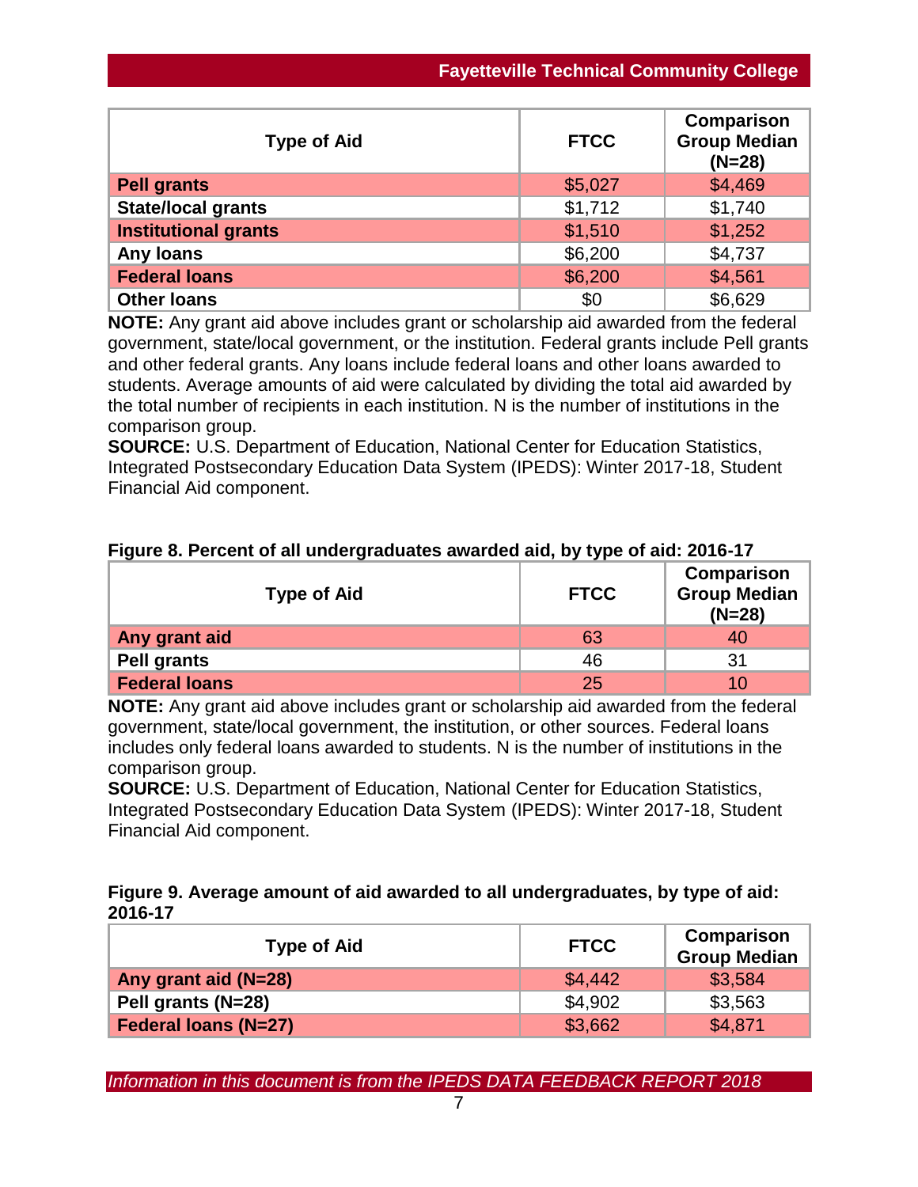| Type of Aid | FTCC | Comparison Group Median (N=28) |
| --- | --- | --- |
| Pell grants | $5,027 | $4,469 |
| State/local grants | $1,712 | $1,740 |
| Institutional grants | $1,510 | $1,252 |
| Any loans | $6,200 | $4,737 |
| Federal loans | $6,200 | $4,561 |
| Other loans | $0 | $6,629 |

**NOTE:** Any grant aid above includes grant or scholarship aid awarded from the federal government, state/local government, or the institution. Federal grants include Pell grants and other federal grants. Any loans include federal loans and other loans awarded to students. Average amounts of aid were calculated by dividing the total aid awarded by the total number of recipients in each institution. N is the number of institutions in the comparison group.
**SOURCE:** U.S. Department of Education, National Center for Education Statistics, Integrated Postsecondary Education Data System (IPEDS): Winter 2017-18, Student Financial Aid component.

**Figure 8. Percent of all undergraduates awarded aid, by type of aid: 2016-17**

| Type of Aid | FTCC | Comparison Group Median (N=28) |
| --- | --- | --- |
| Any grant aid | 63 | 40 |
| Pell grants | 46 | 31 |
| Federal loans | 25 | 10 |

**NOTE:** Any grant aid above includes grant or scholarship aid awarded from the federal government, state/local government, the institution, or other sources. Federal loans includes only federal loans awarded to students. N is the number of institutions in the comparison group.
**SOURCE:** U.S. Department of Education, National Center for Education Statistics, Integrated Postsecondary Education Data System (IPEDS): Winter 2017-18, Student Financial Aid component.

**Figure 9. Average amount of aid awarded to all undergraduates, by type of aid: 2016-17**

| Type of Aid | FTCC | Comparison Group Median |
| --- | --- | --- |
| Any grant aid (N=28) | $4,442 | $3,584 |
| Pell grants (N=28) | $4,902 | $3,563 |
| Federal loans (N=27) | $3,662 | $4,871 |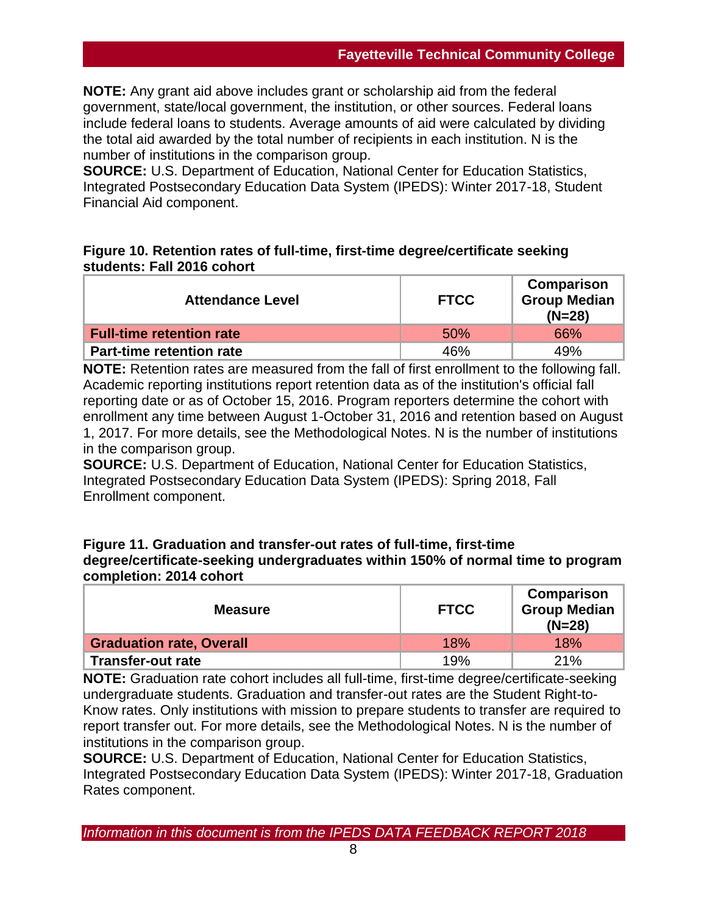**NOTE:** Any grant aid above includes grant or scholarship aid from the federal government, state/local government, the institution, or other sources. Federal loans include federal loans to students. Average amounts of aid were calculated by dividing the total aid awarded by the total number of recipients in each institution. N is the number of institutions in the comparison group.
**SOURCE:** U.S. Department of Education, National Center for Education Statistics, Integrated Postsecondary Education Data System (IPEDS): Winter 2017-18, Student Financial Aid component.

**Figure 10. Retention rates of full-time, first-time degree/certificate seeking students: Fall 2016 cohort**

| Attendance Level | FTCC | Comparison Group Median (N=28) |
| --- | --- | --- |
| **Full-time retention rate** | 50% | 66% |
| **Part-time retention rate** | 46% | 49% |

**NOTE:** Retention rates are measured from the fall of first enrollment to the following fall. Academic reporting institutions report retention data as of the institution's official fall reporting date or as of October 15, 2016. Program reporters determine the cohort with enrollment any time between August 1-October 31, 2016 and retention based on August 1, 2017. For more details, see the Methodological Notes. N is the number of institutions in the comparison group.
**SOURCE:** U.S. Department of Education, National Center for Education Statistics, Integrated Postsecondary Education Data System (IPEDS): Spring 2018, Fall Enrollment component.

**Figure 11. Graduation and transfer-out rates of full-time, first-time degree/certificate-seeking undergraduates within 150% of normal time to program completion: 2014 cohort**

| Measure | FTCC | Comparison Group Median (N=28) |
| --- | --- | --- |
| **Graduation rate, Overall** | 18% | 18% |
| **Transfer-out rate** | 19% | 21% |

**NOTE:** Graduation rate cohort includes all full-time, first-time degree/certificate-seeking undergraduate students. Graduation and transfer-out rates are the Student Right-to-Know rates. Only institutions with mission to prepare students to transfer are required to report transfer out. For more details, see the Methodological Notes. N is the number of institutions in the comparison group.
**SOURCE:** U.S. Department of Education, National Center for Education Statistics, Integrated Postsecondary Education Data System (IPEDS): Winter 2017-18, Graduation Rates component.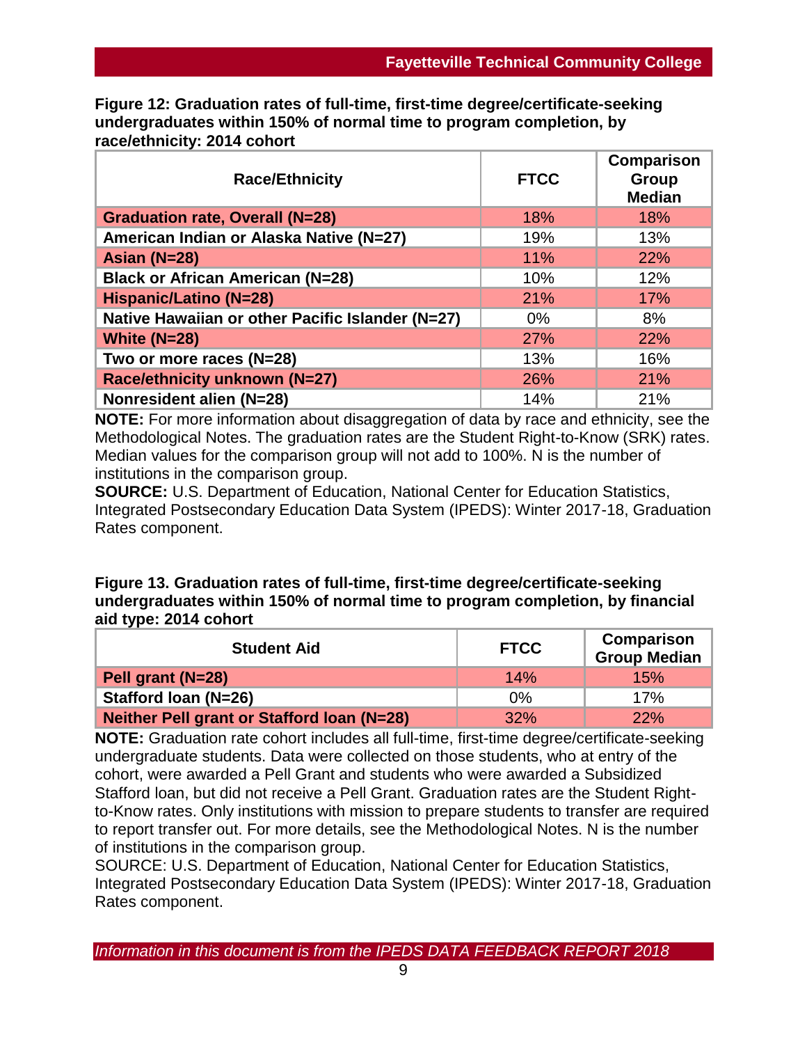**Figure 12: Graduation rates of full-time, first-time degree/certificate-seeking undergraduates within 150% of normal time to program completion, by race/ethnicity: 2014 cohort**

| Race/Ethnicity | FTCC | Comparison Group Median |
|---|---|---|
| **Graduation rate, Overall (N=28)** | 18% | 18% |
| **American Indian or Alaska Native (N=27)** | 19% | 13% |
| **Asian (N=28)** | 11% | 22% |
| **Black or African American (N=28)** | 10% | 12% |
| **Hispanic/Latino (N=28)** | 21% | 17% |
| **Native Hawaiian or other Pacific Islander (N=27)** | 0% | 8% |
| **White (N=28)** | 27% | 22% |
| **Two or more races (N=28)** | 13% | 16% |
| **Race/ethnicity unknown (N=27)** | 26% | 21% |
| **Nonresident alien (N=28)** | 14% | 21% |

**NOTE:** For more information about disaggregation of data by race and ethnicity, see the Methodological Notes. The graduation rates are the Student Right-to-Know (SRK) rates. Median values for the comparison group will not add to 100%. N is the number of institutions in the comparison group.
**SOURCE:** U.S. Department of Education, National Center for Education Statistics, Integrated Postsecondary Education Data System (IPEDS): Winter 2017-18, Graduation Rates component.

**Figure 13. Graduation rates of full-time, first-time degree/certificate-seeking undergraduates within 150% of normal time to program completion, by financial aid type: 2014 cohort**

| Student Aid | FTCC | Comparison Group Median |
|---|---|---|
| **Pell grant (N=28)** | 14% | 15% |
| **Stafford loan (N=26)** | 0% | 17% |
| **Neither Pell grant or Stafford loan (N=28)** | 32% | 22% |

**NOTE:** Graduation rate cohort includes all full-time, first-time degree/certificate-seeking undergraduate students. Data were collected on those students, who at entry of the cohort, were awarded a Pell Grant and students who were awarded a Subsidized Stafford loan, but did not receive a Pell Grant. Graduation rates are the Student Right-to-Know rates. Only institutions with mission to prepare students to transfer are required to report transfer out. For more details, see the Methodological Notes. N is the number of institutions in the comparison group.
SOURCE: U.S. Department of Education, National Center for Education Statistics, Integrated Postsecondary Education Data System (IPEDS): Winter 2017-18, Graduation Rates component.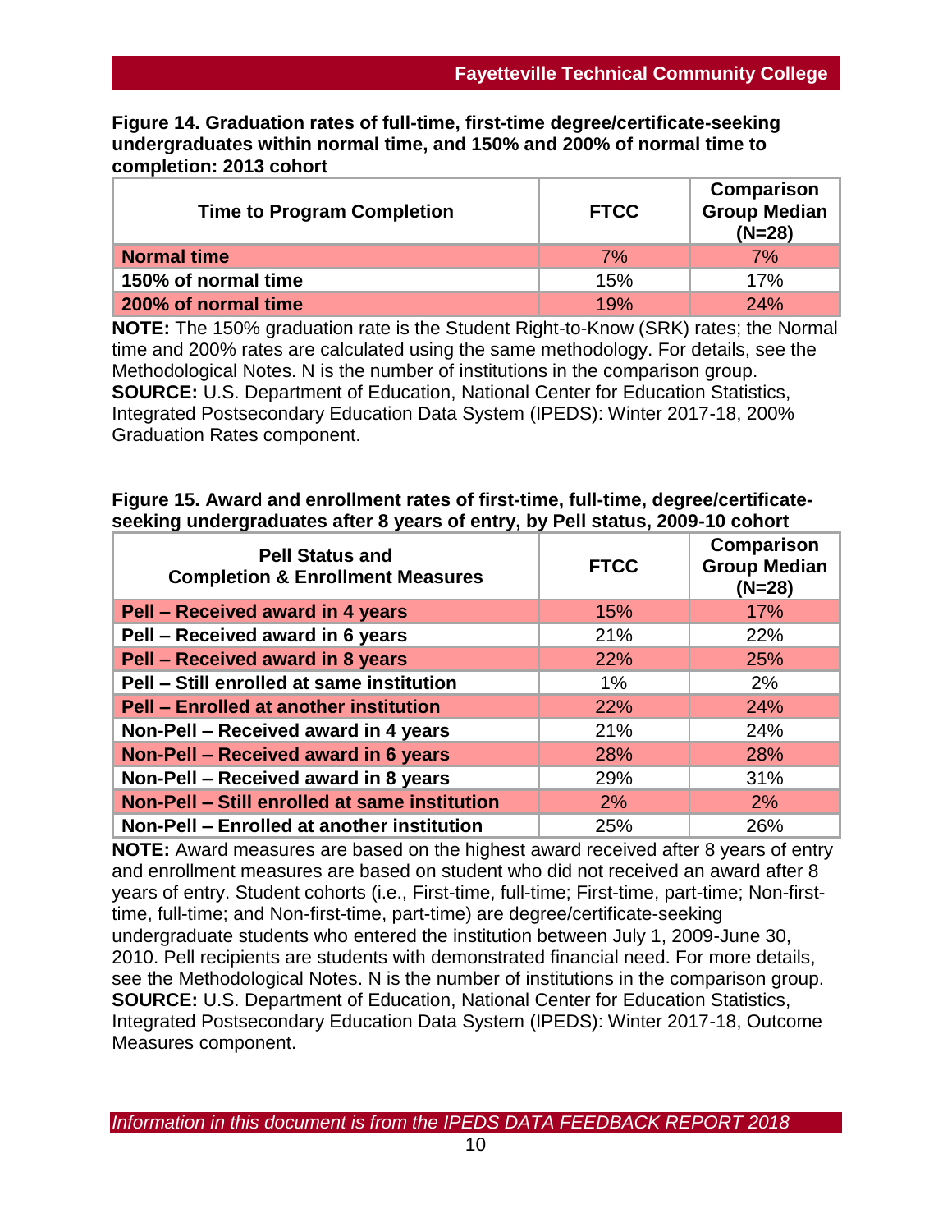**Figure 14. Graduation rates of full-time, first-time degree/certificate-seeking undergraduates within normal time, and 150% and 200% of normal time to completion: 2013 cohort**

| Time to Program Completion | FTCC | Comparison Group Median (N=28) |
|---|---|---|
| Normal time | 7% | 7% |
| 150% of normal time | 15% | 17% |
| 200% of normal time | 19% | 24% |

**NOTE:** The 150% graduation rate is the Student Right-to-Know (SRK) rates; the Normal time and 200% rates are calculated using the same methodology. For details, see the Methodological Notes. N is the number of institutions in the comparison group.
**SOURCE:** U.S. Department of Education, National Center for Education Statistics, Integrated Postsecondary Education Data System (IPEDS): Winter 2017-18, 200% Graduation Rates component.

**Figure 15. Award and enrollment rates of first-time, full-time, degree/certificate-seeking undergraduates after 8 years of entry, by Pell status, 2009-10 cohort**

| Pell Status and Completion & Enrollment Measures | FTCC | Comparison Group Median (N=28) |
|---|---|---|
| Pell – Received award in 4 years | 15% | 17% |
| Pell – Received award in 6 years | 21% | 22% |
| Pell – Received award in 8 years | 22% | 25% |
| Pell – Still enrolled at same institution | 1% | 2% |
| Pell – Enrolled at another institution | 22% | 24% |
| Non-Pell – Received award in 4 years | 21% | 24% |
| Non-Pell – Received award in 6 years | 28% | 28% |
| Non-Pell – Received award in 8 years | 29% | 31% |
| Non-Pell – Still enrolled at same institution | 2% | 2% |
| Non-Pell – Enrolled at another institution | 25% | 26% |

**NOTE:** Award measures are based on the highest award received after 8 years of entry and enrollment measures are based on student who did not received an award after 8 years of entry. Student cohorts (i.e., First-time, full-time; First-time, part-time; Non-first-time, full-time; and Non-first-time, part-time) are degree/certificate-seeking undergraduate students who entered the institution between July 1, 2009-June 30, 2010. Pell recipients are students with demonstrated financial need. For more details, see the Methodological Notes. N is the number of institutions in the comparison group.
**SOURCE:** U.S. Department of Education, National Center for Education Statistics, Integrated Postsecondary Education Data System (IPEDS): Winter 2017-18, Outcome Measures component.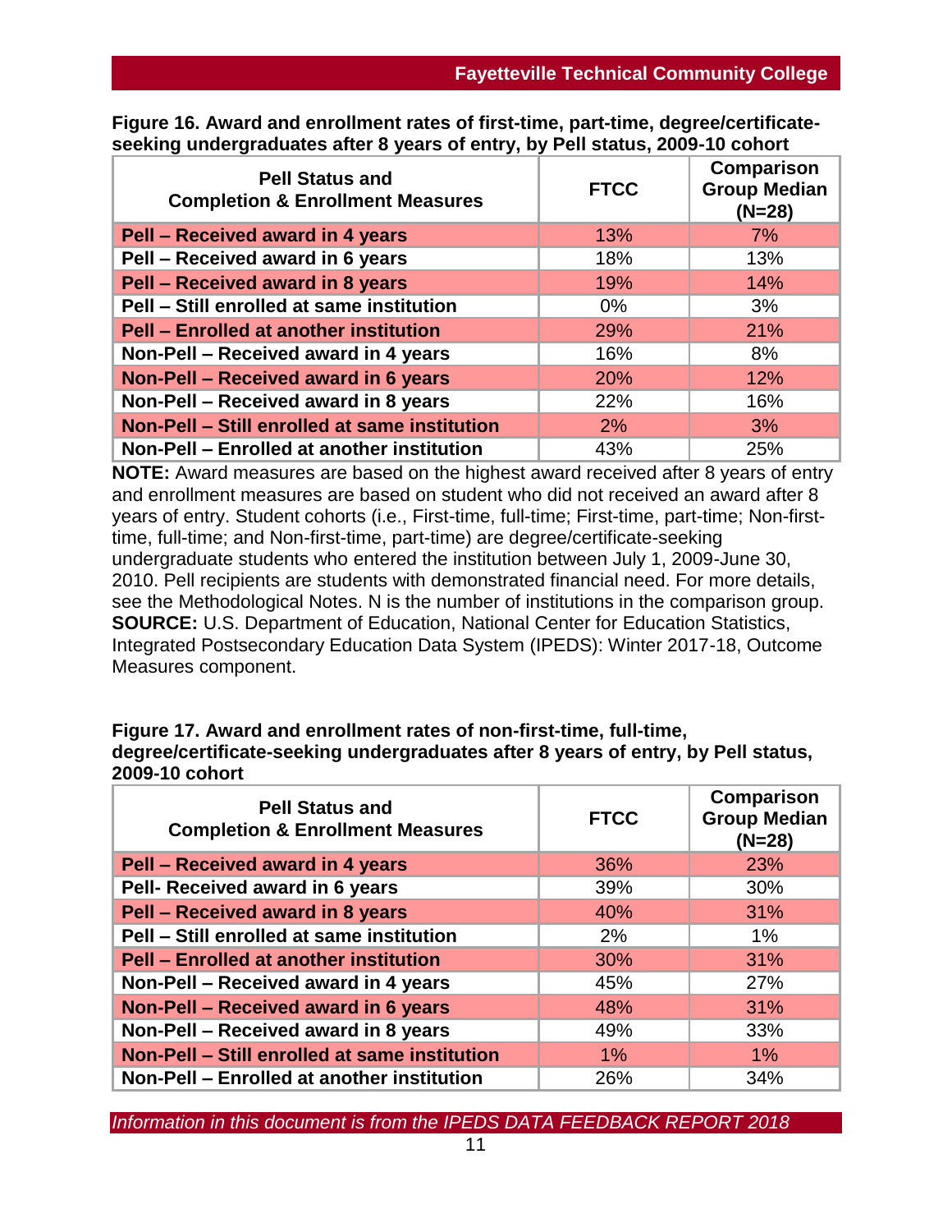**Figure 16. Award and enrollment rates of first-time, part-time, degree/certificate-seeking undergraduates after 8 years of entry, by Pell status, 2009-10 cohort**

| Pell Status and Completion & Enrollment Measures | FTCC | Comparison Group Median (N=28) |
|---|---|---|
| Pell – Received award in 4 years | 13% | 7% |
| Pell – Received award in 6 years | 18% | 13% |
| Pell – Received award in 8 years | 19% | 14% |
| Pell – Still enrolled at same institution | 0% | 3% |
| Pell – Enrolled at another institution | 29% | 21% |
| Non-Pell – Received award in 4 years | 16% | 8% |
| Non-Pell – Received award in 6 years | 20% | 12% |
| Non-Pell – Received award in 8 years | 22% | 16% |
| Non-Pell – Still enrolled at same institution | 2% | 3% |
| Non-Pell – Enrolled at another institution | 43% | 25% |

**NOTE:** Award measures are based on the highest award received after 8 years of entry and enrollment measures are based on student who did not received an award after 8 years of entry. Student cohorts (i.e., First-time, full-time; First-time, part-time; Non-first-time, full-time; and Non-first-time, part-time) are degree/certificate-seeking undergraduate students who entered the institution between July 1, 2009-June 30, 2010. Pell recipients are students with demonstrated financial need. For more details, see the Methodological Notes. N is the number of institutions in the comparison group.
**SOURCE:** U.S. Department of Education, National Center for Education Statistics, Integrated Postsecondary Education Data System (IPEDS): Winter 2017-18, Outcome Measures component.

**Figure 17. Award and enrollment rates of non-first-time, full-time, degree/certificate-seeking undergraduates after 8 years of entry, by Pell status, 2009-10 cohort**

| Pell Status and Completion & Enrollment Measures | FTCC | Comparison Group Median (N=28) |
|---|---|---|
| Pell – Received award in 4 years | 36% | 23% |
| Pell- Received award in 6 years | 39% | 30% |
| Pell – Received award in 8 years | 40% | 31% |
| Pell – Still enrolled at same institution | 2% | 1% |
| Pell – Enrolled at another institution | 30% | 31% |
| Non-Pell – Received award in 4 years | 45% | 27% |
| Non-Pell – Received award in 6 years | 48% | 31% |
| Non-Pell – Received award in 8 years | 49% | 33% |
| Non-Pell – Still enrolled at same institution | 1% | 1% |
| Non-Pell – Enrolled at another institution | 26% | 34% |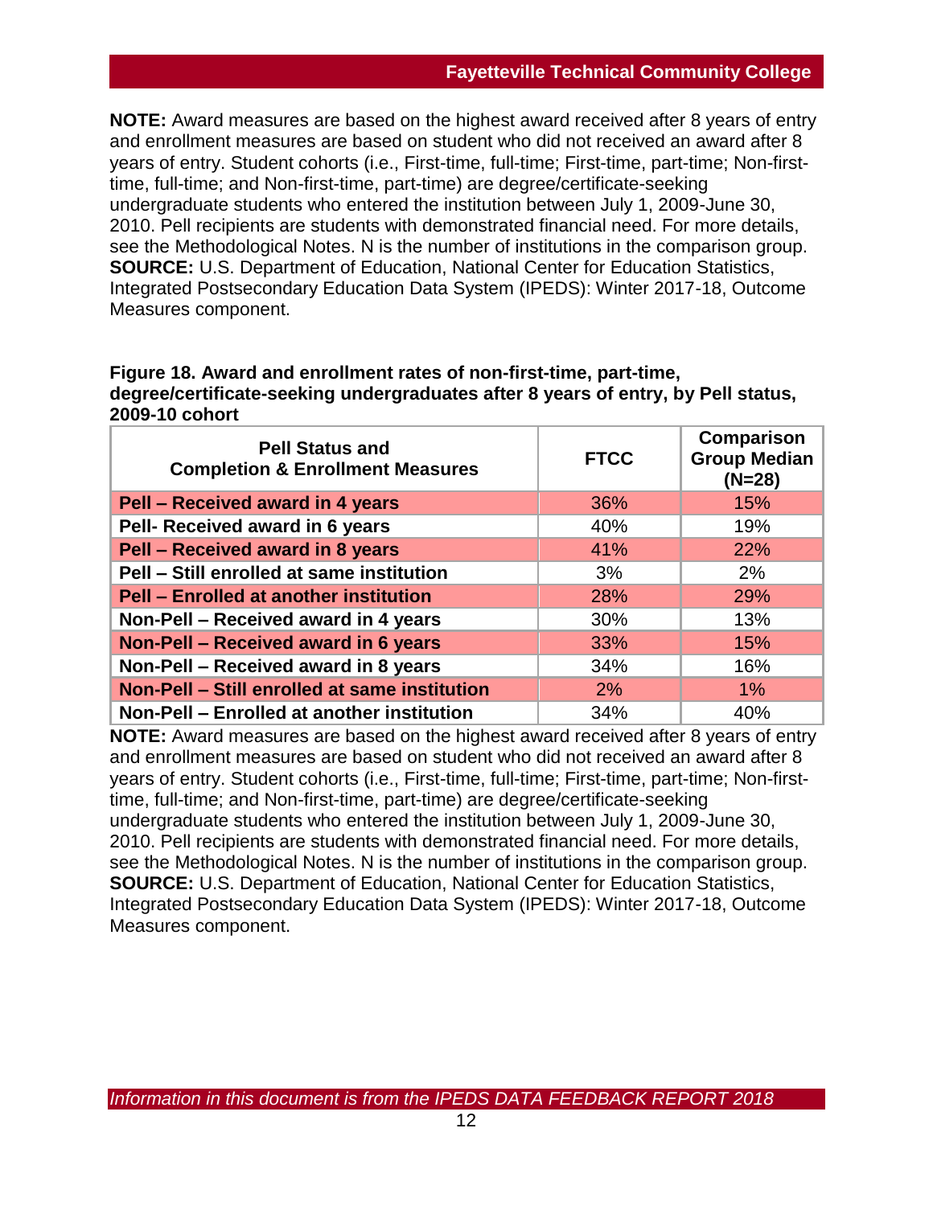**NOTE:** Award measures are based on the highest award received after 8 years of entry and enrollment measures are based on student who did not received an award after 8 years of entry. Student cohorts (i.e., First-time, full-time; First-time, part-time; Non-first-time, full-time; and Non-first-time, part-time) are degree/certificate-seeking undergraduate students who entered the institution between July 1, 2009-June 30, 2010. Pell recipients are students with demonstrated financial need. For more details, see the Methodological Notes. N is the number of institutions in the comparison group.
**SOURCE:** U.S. Department of Education, National Center for Education Statistics, Integrated Postsecondary Education Data System (IPEDS): Winter 2017-18, Outcome Measures component.

**Figure 18. Award and enrollment rates of non-first-time, part-time, degree/certificate-seeking undergraduates after 8 years of entry, by Pell status, 2009-10 cohort**

| Pell Status and Completion & Enrollment Measures | FTCC | Comparison Group Median (N=28) |
|---|---|---|
| Pell – Received award in 4 years | 36% | 15% |
| Pell- Received award in 6 years | 40% | 19% |
| Pell – Received award in 8 years | 41% | 22% |
| Pell – Still enrolled at same institution | 3% | 2% |
| Pell – Enrolled at another institution | 28% | 29% |
| Non-Pell – Received award in 4 years | 30% | 13% |
| Non-Pell – Received award in 6 years | 33% | 15% |
| Non-Pell – Received award in 8 years | 34% | 16% |
| Non-Pell – Still enrolled at same institution | 2% | 1% |
| Non-Pell – Enrolled at another institution | 34% | 40% |

**NOTE:** Award measures are based on the highest award received after 8 years of entry and enrollment measures are based on student who did not received an award after 8 years of entry. Student cohorts (i.e., First-time, full-time; First-time, part-time; Non-first-time, full-time; and Non-first-time, part-time) are degree/certificate-seeking undergraduate students who entered the institution between July 1, 2009-June 30, 2010. Pell recipients are students with demonstrated financial need. For more details, see the Methodological Notes. N is the number of institutions in the comparison group.
**SOURCE:** U.S. Department of Education, National Center for Education Statistics, Integrated Postsecondary Education Data System (IPEDS): Winter 2017-18, Outcome Measures component.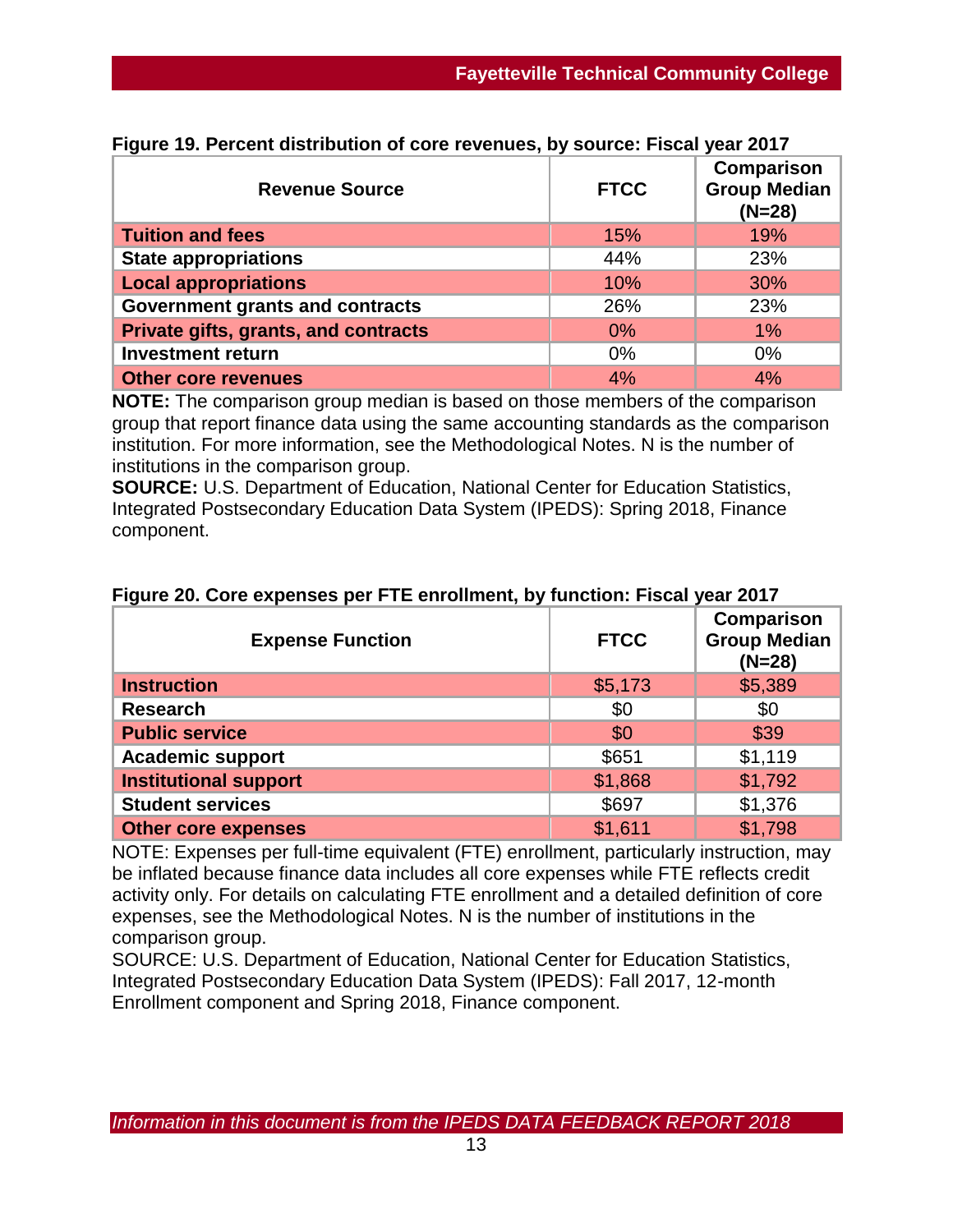**Figure 19. Percent distribution of core revenues, by source: Fiscal year 2017**

| Revenue Source | FTCC | Comparison Group Median (N=28) |
|---|---|---|
| Tuition and fees | 15% | 19% |
| State appropriations | 44% | 23% |
| Local appropriations | 10% | 30% |
| Government grants and contracts | 26% | 23% |
| Private gifts, grants, and contracts | 0% | 1% |
| Investment return | 0% | 0% |
| Other core revenues | 4% | 4% |

**NOTE:** The comparison group median is based on those members of the comparison group that report finance data using the same accounting standards as the comparison institution. For more information, see the Methodological Notes. N is the number of institutions in the comparison group.

**SOURCE:** U.S. Department of Education, National Center for Education Statistics, Integrated Postsecondary Education Data System (IPEDS): Spring 2018, Finance component.

**Figure 20. Core expenses per FTE enrollment, by function: Fiscal year 2017**

| Expense Function | FTCC | Comparison Group Median (N=28) |
|---|---|---|
| Instruction | $5,173 | $5,389 |
| Research | $0 | $0 |
| Public service | $0 | $39 |
| Academic support | $651 | $1,119 |
| Institutional support | $1,868 | $1,792 |
| Student services | $697 | $1,376 |
| Other core expenses | $1,611 | $1,798 |

NOTE: Expenses per full-time equivalent (FTE) enrollment, particularly instruction, may be inflated because finance data includes all core expenses while FTE reflects credit activity only. For details on calculating FTE enrollment and a detailed definition of core expenses, see the Methodological Notes. N is the number of institutions in the comparison group.

SOURCE: U.S. Department of Education, National Center for Education Statistics, Integrated Postsecondary Education Data System (IPEDS): Fall 2017, 12-month Enrollment component and Spring 2018, Finance component.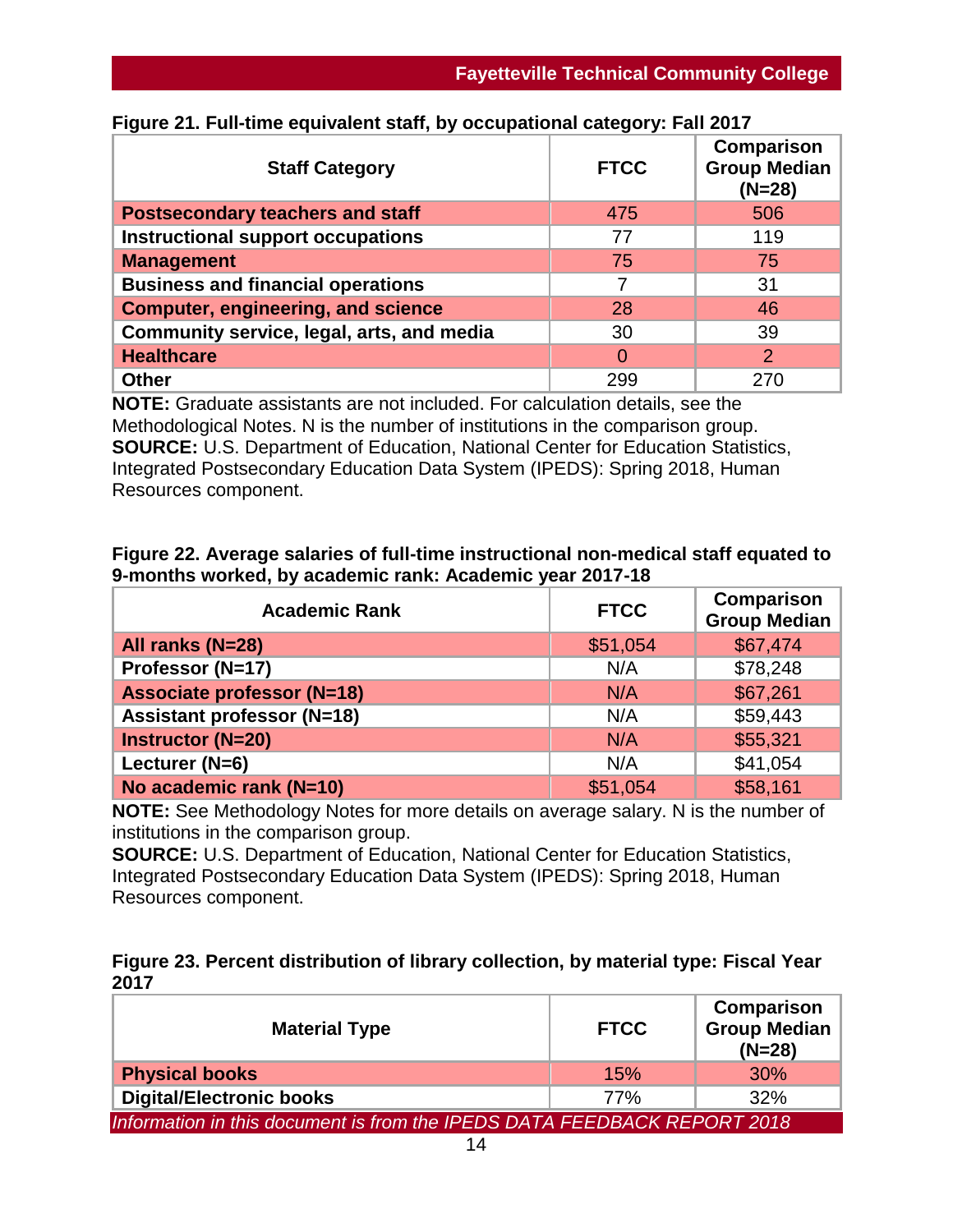**Figure 21. Full-time equivalent staff, by occupational category: Fall 2017**

| Staff Category | FTCC | Comparison Group Median (N=28) |
|---|---|---|
| **Postsecondary teachers and staff** | 475 | 506 |
| **Instructional support occupations** | 77 | 119 |
| **Management** | 75 | 75 |
| **Business and financial operations** | 7 | 31 |
| **Computer, engineering, and science** | 28 | 46 |
| **Community service, legal, arts, and media** | 30 | 39 |
| **Healthcare** | 0 | 2 |
| **Other** | 299 | 270 |

**NOTE:** Graduate assistants are not included. For calculation details, see the Methodological Notes. N is the number of institutions in the comparison group.
**SOURCE:** U.S. Department of Education, National Center for Education Statistics, Integrated Postsecondary Education Data System (IPEDS): Spring 2018, Human Resources component.

**Figure 22. Average salaries of full-time instructional non-medical staff equated to 9-months worked, by academic rank: Academic year 2017-18**

| Academic Rank | FTCC | Comparison Group Median |
|---|---|---|
| **All ranks (N=28)** | $51,054 | $67,474 |
| **Professor (N=17)** | N/A | $78,248 |
| **Associate professor (N=18)** | N/A | $67,261 |
| **Assistant professor (N=18)** | N/A | $59,443 |
| **Instructor (N=20)** | N/A | $55,321 |
| **Lecturer (N=6)** | N/A | $41,054 |
| **No academic rank (N=10)** | $51,054 | $58,161 |

**NOTE:** See Methodology Notes for more details on average salary. N is the number of institutions in the comparison group.
**SOURCE:** U.S. Department of Education, National Center for Education Statistics, Integrated Postsecondary Education Data System (IPEDS): Spring 2018, Human Resources component.

**Figure 23. Percent distribution of library collection, by material type: Fiscal Year 2017**

| Material Type | FTCC | Comparison Group Median (N=28) |
|---|---|---|
| **Physical books** | 15% | 30% |
| **Digital/Electronic books** | 77% | 32% |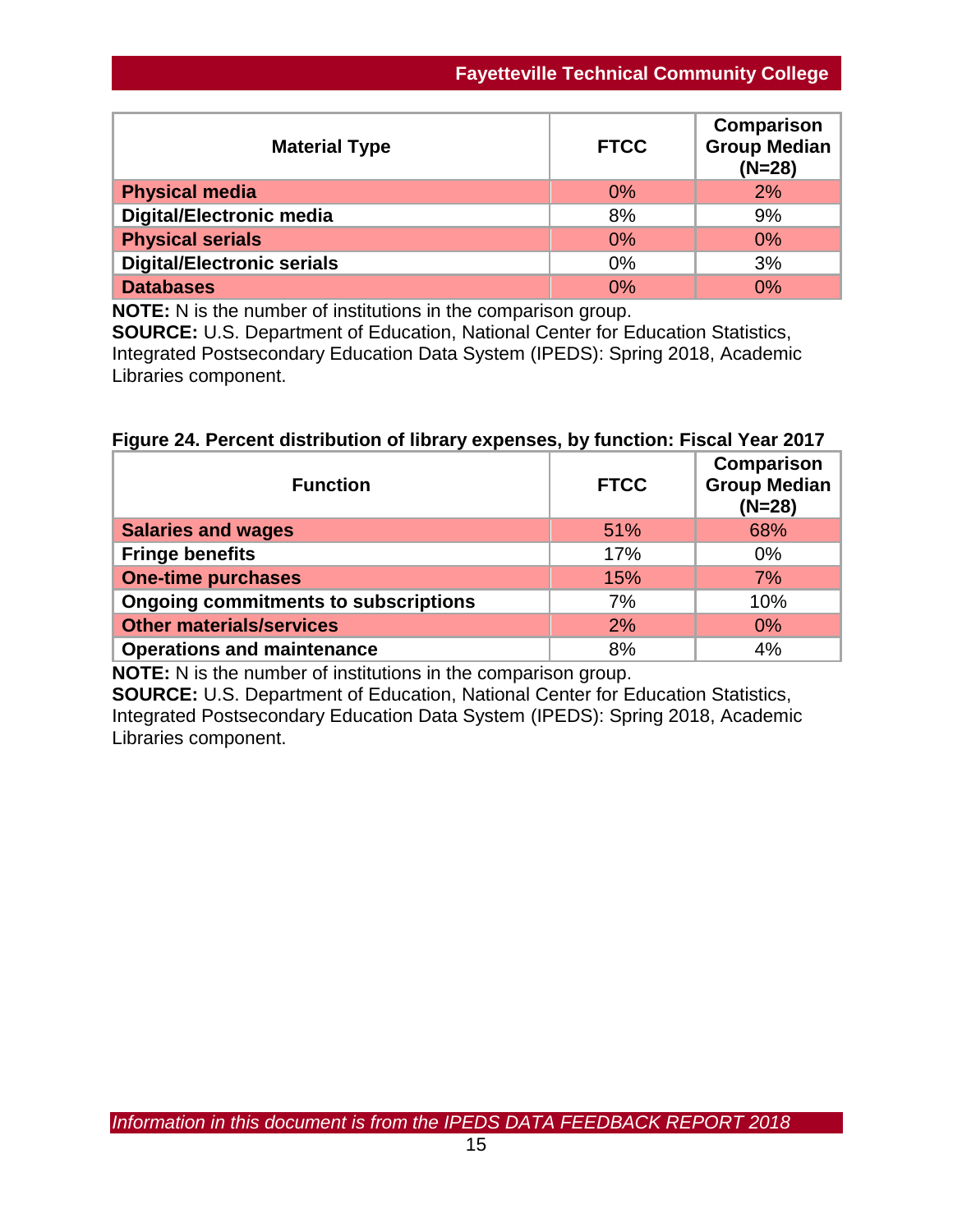| Material Type | FTCC | Comparison Group Median (N=28) |
|---|---|---|
| Physical media | 0% | 2% |
| Digital/Electronic media | 8% | 9% |
| Physical serials | 0% | 0% |
| Digital/Electronic serials | 0% | 3% |
| Databases | 0% | 0% |

**NOTE:** N is the number of institutions in the comparison group.
**SOURCE:** U.S. Department of Education, National Center for Education Statistics, Integrated Postsecondary Education Data System (IPEDS): Spring 2018, Academic Libraries component.

**Figure 24. Percent distribution of library expenses, by function: Fiscal Year 2017**

| Function | FTCC | Comparison Group Median (N=28) |
|---|---|---|
| Salaries and wages | 51% | 68% |
| Fringe benefits | 17% | 0% |
| One-time purchases | 15% | 7% |
| Ongoing commitments to subscriptions | 7% | 10% |
| Other materials/services | 2% | 0% |
| Operations and maintenance | 8% | 4% |

**NOTE:** N is the number of institutions in the comparison group.
**SOURCE:** U.S. Department of Education, National Center for Education Statistics, Integrated Postsecondary Education Data System (IPEDS): Spring 2018, Academic Libraries component.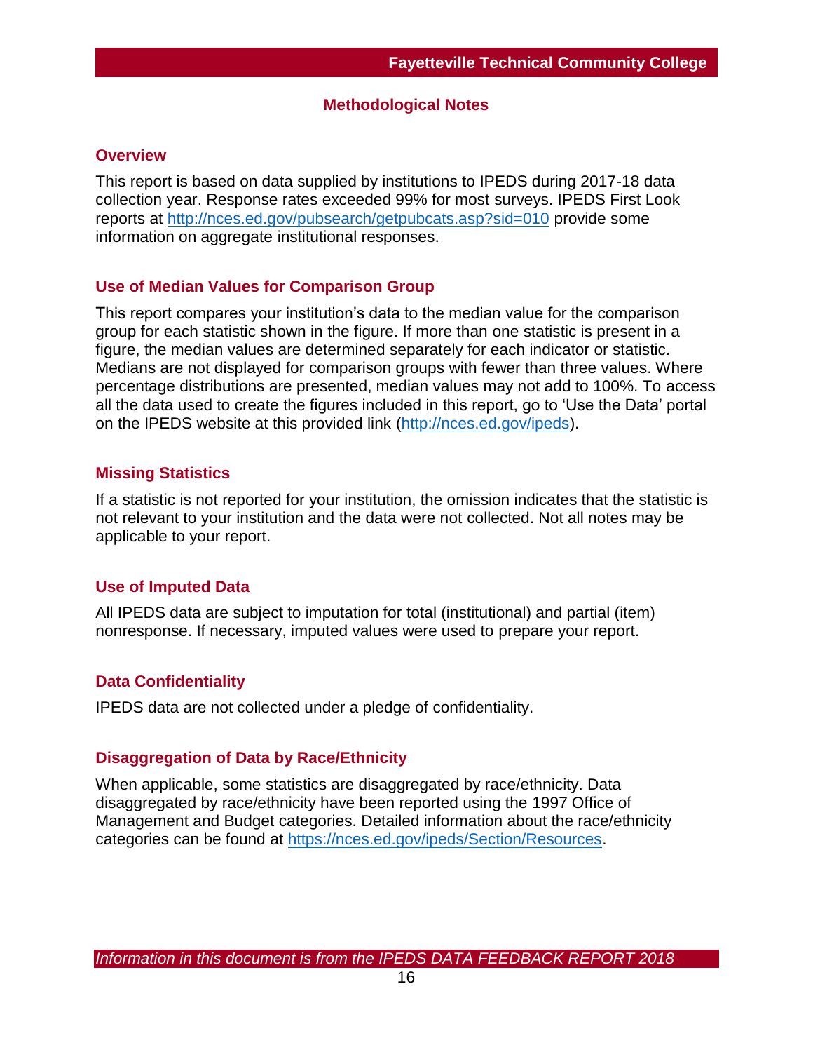## Methodological Notes

### Overview

This report is based on data supplied by institutions to IPEDS during 2017-18 data collection year. Response rates exceeded 99% for most surveys. IPEDS First Look reports at http://nces.ed.gov/pubsearch/getpubcats.asp?sid=010 provide some information on aggregate institutional responses.

### Use of Median Values for Comparison Group

This report compares your institution's data to the median value for the comparison group for each statistic shown in the figure. If more than one statistic is present in a figure, the median values are determined separately for each indicator or statistic. Medians are not displayed for comparison groups with fewer than three values. Where percentage distributions are presented, median values may not add to 100%. To access all the data used to create the figures included in this report, go to 'Use the Data' portal on the IPEDS website at this provided link (http://nces.ed.gov/ipeds).

### Missing Statistics

If a statistic is not reported for your institution, the omission indicates that the statistic is not relevant to your institution and the data were not collected. Not all notes may be applicable to your report.

### Use of Imputed Data

All IPEDS data are subject to imputation for total (institutional) and partial (item) nonresponse. If necessary, imputed values were used to prepare your report.

### Data Confidentiality

IPEDS data are not collected under a pledge of confidentiality.

### Disaggregation of Data by Race/Ethnicity

When applicable, some statistics are disaggregated by race/ethnicity. Data disaggregated by race/ethnicity have been reported using the 1997 Office of Management and Budget categories. Detailed information about the race/ethnicity categories can be found at https://nces.ed.gov/ipeds/Section/Resources.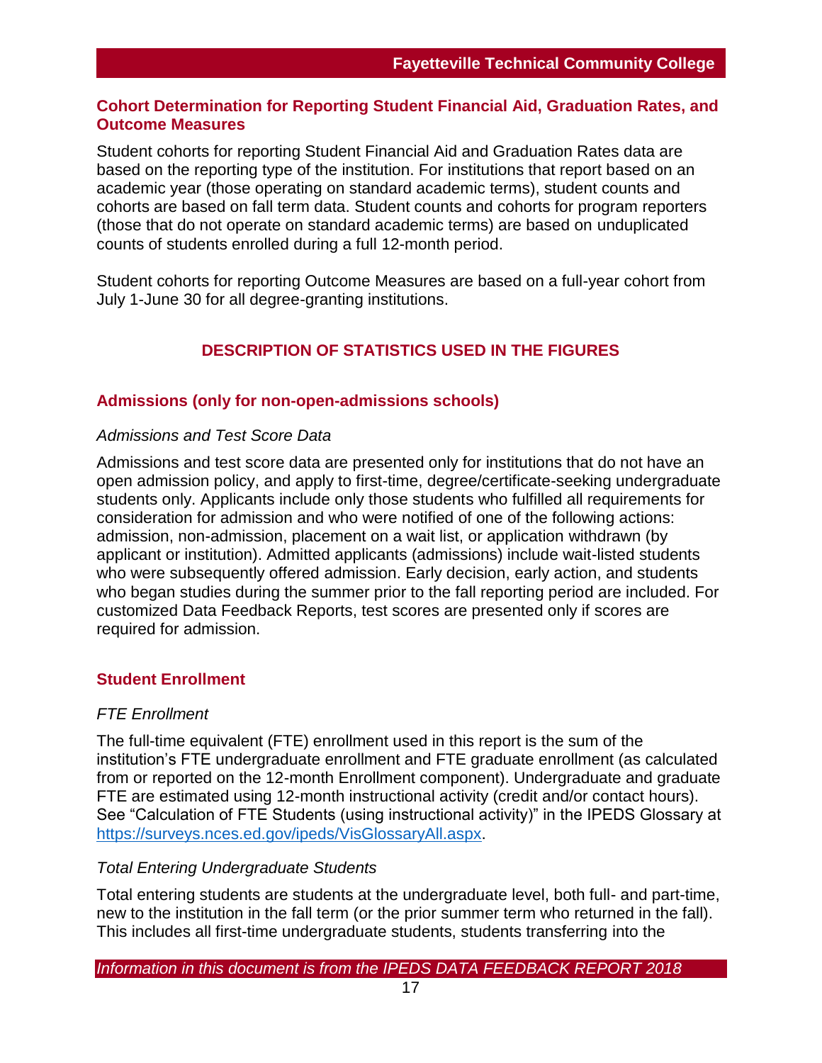## Cohort Determination for Reporting Student Financial Aid, Graduation Rates, and Outcome Measures

Student cohorts for reporting Student Financial Aid and Graduation Rates data are based on the reporting type of the institution. For institutions that report based on an academic year (those operating on standard academic terms), student counts and cohorts are based on fall term data. Student counts and cohorts for program reporters (those that do not operate on standard academic terms) are based on unduplicated counts of students enrolled during a full 12-month period.

Student cohorts for reporting Outcome Measures are based on a full-year cohort from July 1-June 30 for all degree-granting institutions.

# DESCRIPTION OF STATISTICS USED IN THE FIGURES

## Admissions (only for non-open-admissions schools)

*Admissions and Test Score Data*

Admissions and test score data are presented only for institutions that do not have an open admission policy, and apply to first-time, degree/certificate-seeking undergraduate students only. Applicants include only those students who fulfilled all requirements for consideration for admission and who were notified of one of the following actions: admission, non-admission, placement on a wait list, or application withdrawn (by applicant or institution). Admitted applicants (admissions) include wait-listed students who were subsequently offered admission. Early decision, early action, and students who began studies during the summer prior to the fall reporting period are included. For customized Data Feedback Reports, test scores are presented only if scores are required for admission.

## Student Enrollment

*FTE Enrollment*

The full-time equivalent (FTE) enrollment used in this report is the sum of the institution's FTE undergraduate enrollment and FTE graduate enrollment (as calculated from or reported on the 12-month Enrollment component). Undergraduate and graduate FTE are estimated using 12-month instructional activity (credit and/or contact hours). See "Calculation of FTE Students (using instructional activity)" in the IPEDS Glossary at https://surveys.nces.ed.gov/ipeds/VisGlossaryAll.aspx.

*Total Entering Undergraduate Students*

Total entering students are students at the undergraduate level, both full- and part-time, new to the institution in the fall term (or the prior summer term who returned in the fall). This includes all first-time undergraduate students, students transferring into the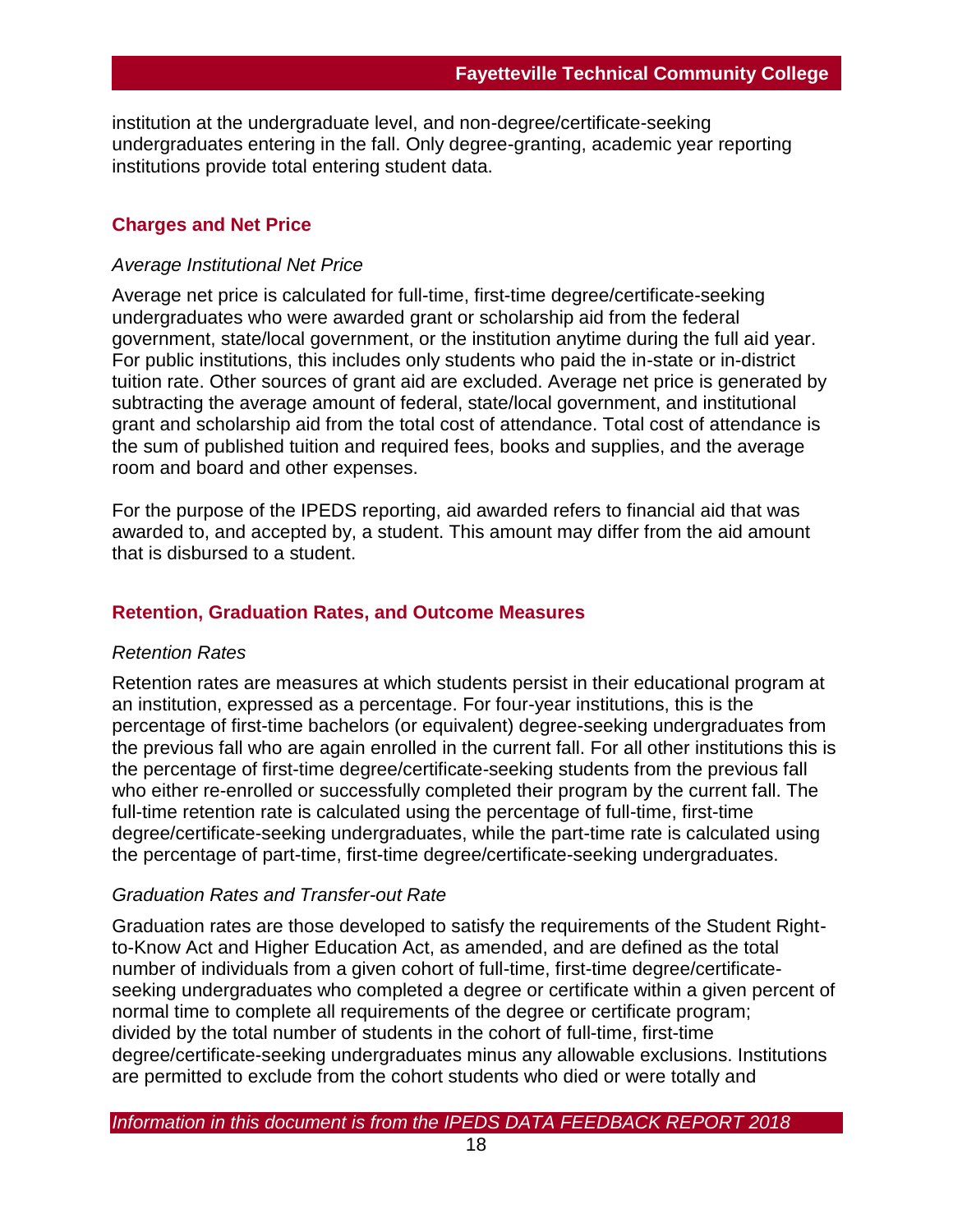institution at the undergraduate level, and non-degree/certificate-seeking undergraduates entering in the fall. Only degree-granting, academic year reporting institutions provide total entering student data.

## Charges and Net Price

*Average Institutional Net Price*

Average net price is calculated for full-time, first-time degree/certificate-seeking undergraduates who were awarded grant or scholarship aid from the federal government, state/local government, or the institution anytime during the full aid year. For public institutions, this includes only students who paid the in-state or in-district tuition rate. Other sources of grant aid are excluded. Average net price is generated by subtracting the average amount of federal, state/local government, and institutional grant and scholarship aid from the total cost of attendance. Total cost of attendance is the sum of published tuition and required fees, books and supplies, and the average room and board and other expenses.

For the purpose of the IPEDS reporting, aid awarded refers to financial aid that was awarded to, and accepted by, a student. This amount may differ from the aid amount that is disbursed to a student.

## Retention, Graduation Rates, and Outcome Measures

*Retention Rates*

Retention rates are measures at which students persist in their educational program at an institution, expressed as a percentage. For four-year institutions, this is the percentage of first-time bachelors (or equivalent) degree-seeking undergraduates from the previous fall who are again enrolled in the current fall. For all other institutions this is the percentage of first-time degree/certificate-seeking students from the previous fall who either re-enrolled or successfully completed their program by the current fall. The full-time retention rate is calculated using the percentage of full-time, first-time degree/certificate-seeking undergraduates, while the part-time rate is calculated using the percentage of part-time, first-time degree/certificate-seeking undergraduates.

*Graduation Rates and Transfer-out Rate*

Graduation rates are those developed to satisfy the requirements of the Student Right-to-Know Act and Higher Education Act, as amended, and are defined as the total number of individuals from a given cohort of full-time, first-time degree/certificate-seeking undergraduates who completed a degree or certificate within a given percent of normal time to complete all requirements of the degree or certificate program; divided by the total number of students in the cohort of full-time, first-time degree/certificate-seeking undergraduates minus any allowable exclusions. Institutions are permitted to exclude from the cohort students who died or were totally and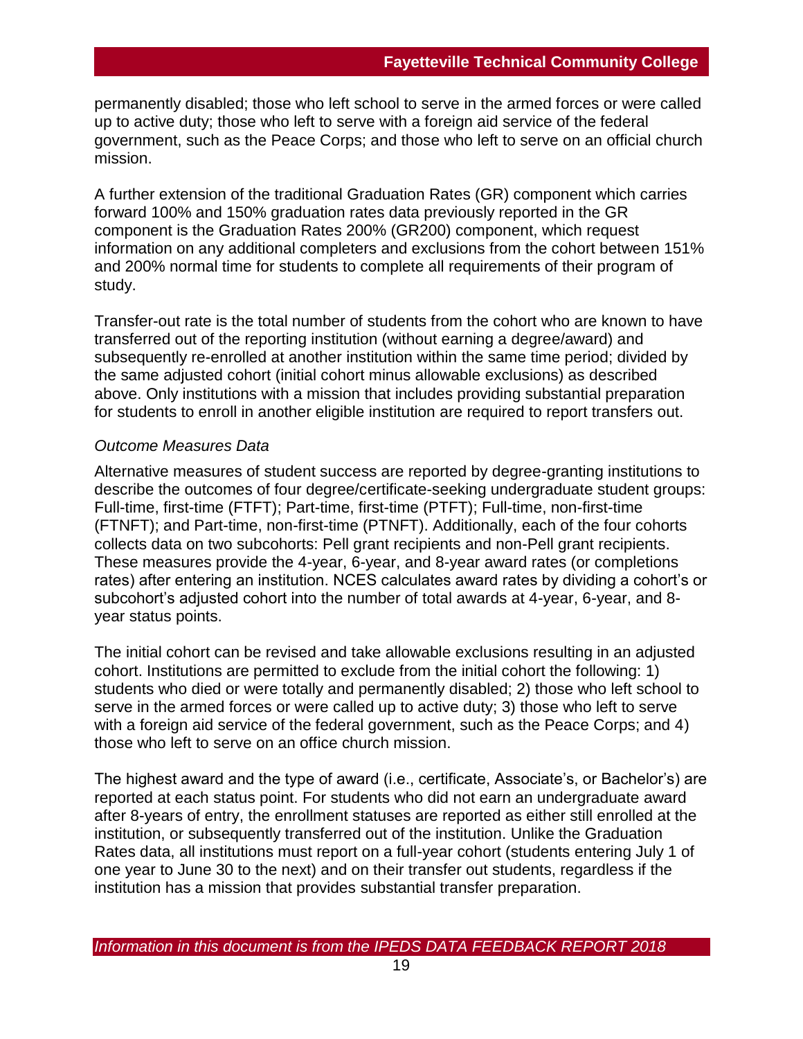permanently disabled; those who left school to serve in the armed forces or were called up to active duty; those who left to serve with a foreign aid service of the federal government, such as the Peace Corps; and those who left to serve on an official church mission.

A further extension of the traditional Graduation Rates (GR) component which carries forward 100% and 150% graduation rates data previously reported in the GR component is the Graduation Rates 200% (GR200) component, which request information on any additional completers and exclusions from the cohort between 151% and 200% normal time for students to complete all requirements of their program of study.

Transfer-out rate is the total number of students from the cohort who are known to have transferred out of the reporting institution (without earning a degree/award) and subsequently re-enrolled at another institution within the same time period; divided by the same adjusted cohort (initial cohort minus allowable exclusions) as described above. Only institutions with a mission that includes providing substantial preparation for students to enroll in another eligible institution are required to report transfers out.

*Outcome Measures Data*

Alternative measures of student success are reported by degree-granting institutions to describe the outcomes of four degree/certificate-seeking undergraduate student groups: Full-time, first-time (FTFT); Part-time, first-time (PTFT); Full-time, non-first-time (FTNFT); and Part-time, non-first-time (PTNFT). Additionally, each of the four cohorts collects data on two subcohorts: Pell grant recipients and non-Pell grant recipients. These measures provide the 4-year, 6-year, and 8-year award rates (or completions rates) after entering an institution. NCES calculates award rates by dividing a cohort's or subcohort's adjusted cohort into the number of total awards at 4-year, 6-year, and 8-year status points.

The initial cohort can be revised and take allowable exclusions resulting in an adjusted cohort. Institutions are permitted to exclude from the initial cohort the following: 1) students who died or were totally and permanently disabled; 2) those who left school to serve in the armed forces or were called up to active duty; 3) those who left to serve with a foreign aid service of the federal government, such as the Peace Corps; and 4) those who left to serve on an office church mission.

The highest award and the type of award (i.e., certificate, Associate's, or Bachelor's) are reported at each status point. For students who did not earn an undergraduate award after 8-years of entry, the enrollment statuses are reported as either still enrolled at the institution, or subsequently transferred out of the institution. Unlike the Graduation Rates data, all institutions must report on a full-year cohort (students entering July 1 of one year to June 30 to the next) and on their transfer out students, regardless if the institution has a mission that provides substantial transfer preparation.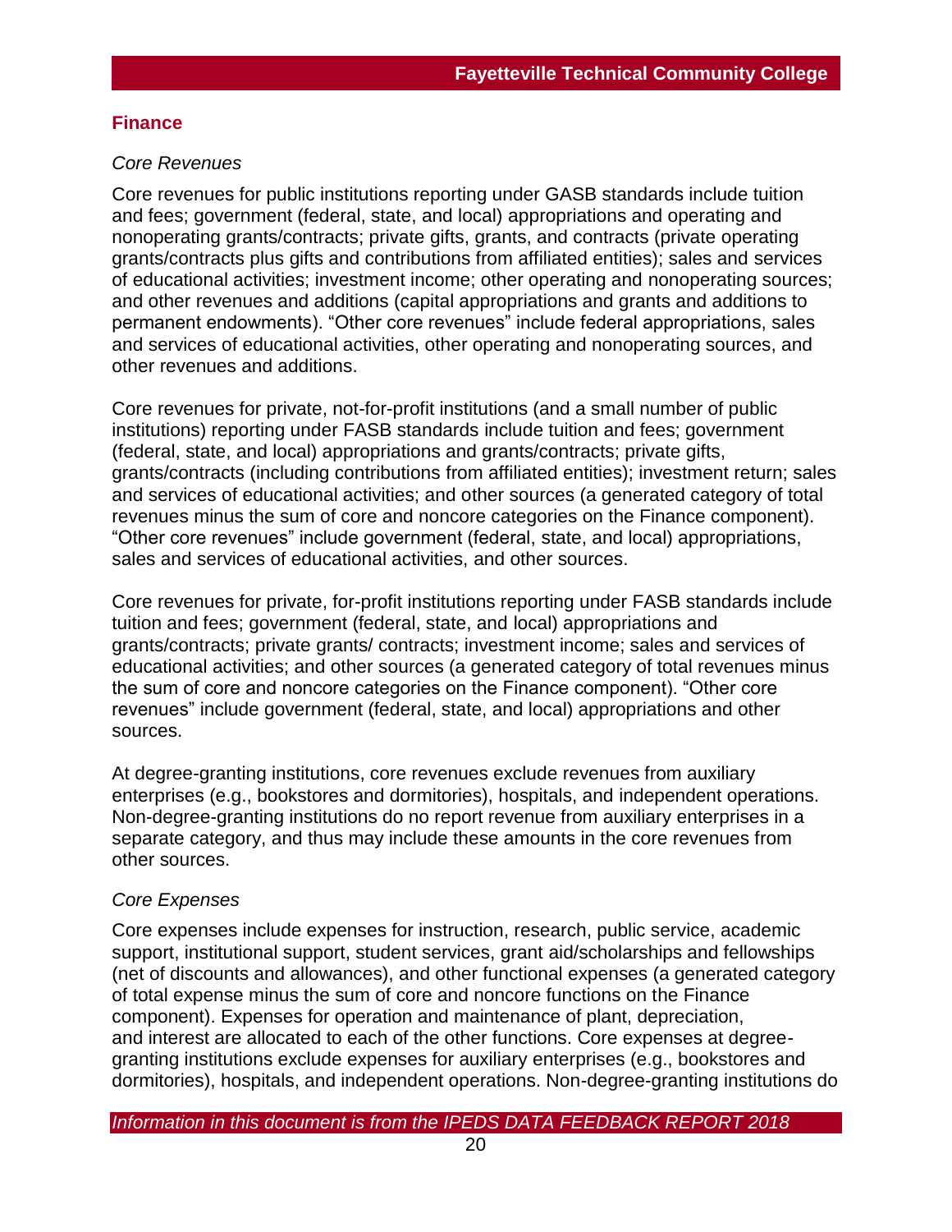## Finance

*Core Revenues*

Core revenues for public institutions reporting under GASB standards include tuition and fees; government (federal, state, and local) appropriations and operating and nonoperating grants/contracts; private gifts, grants, and contracts (private operating grants/contracts plus gifts and contributions from affiliated entities); sales and services of educational activities; investment income; other operating and nonoperating sources; and other revenues and additions (capital appropriations and grants and additions to permanent endowments). "Other core revenues" include federal appropriations, sales and services of educational activities, other operating and nonoperating sources, and other revenues and additions.

Core revenues for private, not-for-profit institutions (and a small number of public institutions) reporting under FASB standards include tuition and fees; government (federal, state, and local) appropriations and grants/contracts; private gifts, grants/contracts (including contributions from affiliated entities); investment return; sales and services of educational activities; and other sources (a generated category of total revenues minus the sum of core and noncore categories on the Finance component). "Other core revenues" include government (federal, state, and local) appropriations, sales and services of educational activities, and other sources.

Core revenues for private, for-profit institutions reporting under FASB standards include tuition and fees; government (federal, state, and local) appropriations and grants/contracts; private grants/ contracts; investment income; sales and services of educational activities; and other sources (a generated category of total revenues minus the sum of core and noncore categories on the Finance component). "Other core revenues" include government (federal, state, and local) appropriations and other sources.

At degree-granting institutions, core revenues exclude revenues from auxiliary enterprises (e.g., bookstores and dormitories), hospitals, and independent operations. Non-degree-granting institutions do no report revenue from auxiliary enterprises in a separate category, and thus may include these amounts in the core revenues from other sources.

*Core Expenses*

Core expenses include expenses for instruction, research, public service, academic support, institutional support, student services, grant aid/scholarships and fellowships (net of discounts and allowances), and other functional expenses (a generated category of total expense minus the sum of core and noncore functions on the Finance component). Expenses for operation and maintenance of plant, depreciation, and interest are allocated to each of the other functions. Core expenses at degree-granting institutions exclude expenses for auxiliary enterprises (e.g., bookstores and dormitories), hospitals, and independent operations. Non-degree-granting institutions do

*Information in this document is from the IPEDS DATA FEEDBACK REPORT 2018*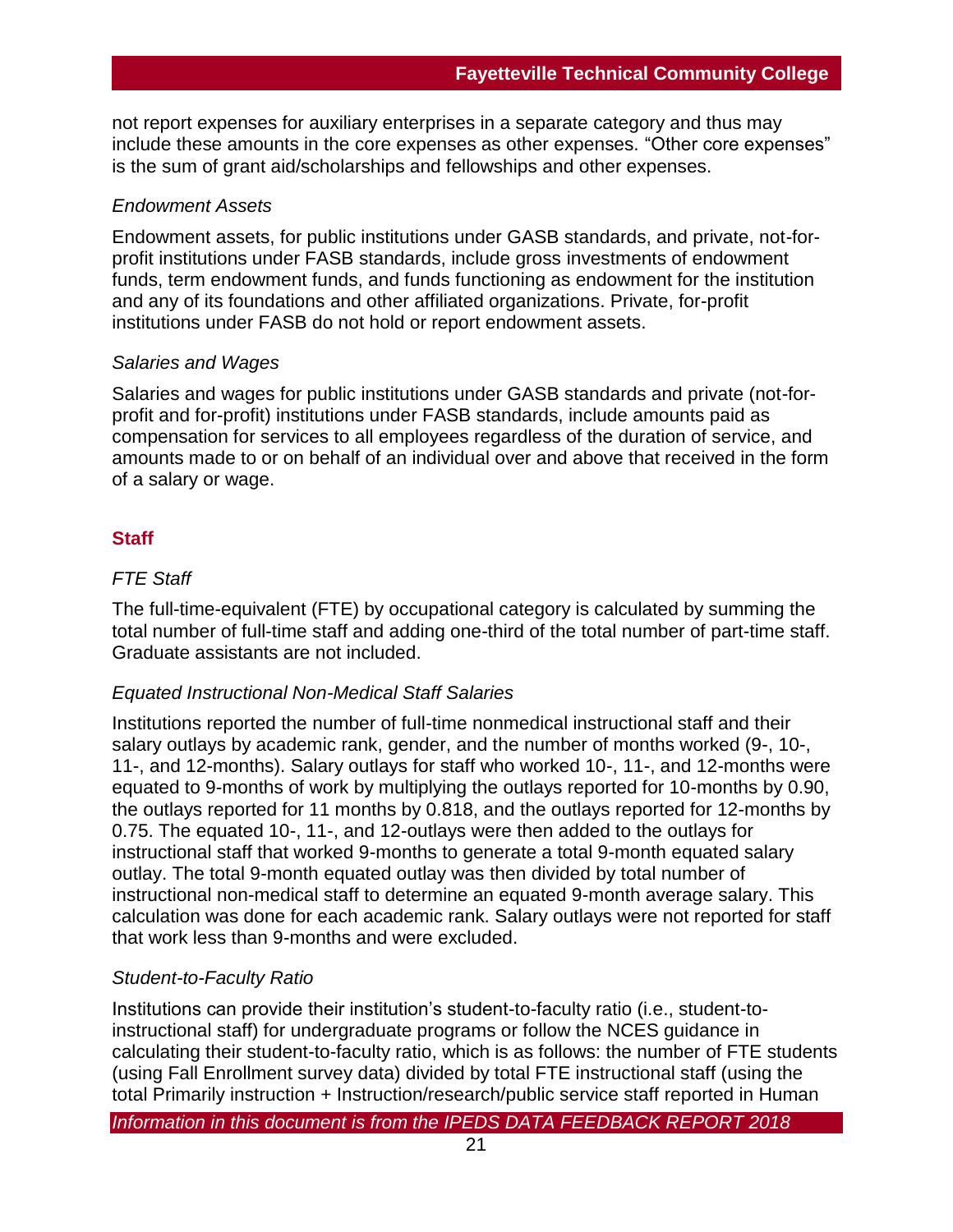not report expenses for auxiliary enterprises in a separate category and thus may include these amounts in the core expenses as other expenses. “Other core expenses” is the sum of grant aid/scholarships and fellowships and other expenses.

*Endowment Assets*

Endowment assets, for public institutions under GASB standards, and private, not-for-profit institutions under FASB standards, include gross investments of endowment funds, term endowment funds, and funds functioning as endowment for the institution and any of its foundations and other affiliated organizations. Private, for-profit institutions under FASB do not hold or report endowment assets.

*Salaries and Wages*

Salaries and wages for public institutions under GASB standards and private (not-for-profit and for-profit) institutions under FASB standards, include amounts paid as compensation for services to all employees regardless of the duration of service, and amounts made to or on behalf of an individual over and above that received in the form of a salary or wage.

## Staff

*FTE Staff*

The full-time-equivalent (FTE) by occupational category is calculated by summing the total number of full-time staff and adding one-third of the total number of part-time staff. Graduate assistants are not included.

*Equated Instructional Non-Medical Staff Salaries*

Institutions reported the number of full-time nonmedical instructional staff and their salary outlays by academic rank, gender, and the number of months worked (9-, 10-, 11-, and 12-months). Salary outlays for staff who worked 10-, 11-, and 12-months were equated to 9-months of work by multiplying the outlays reported for 10-months by 0.90, the outlays reported for 11 months by 0.818, and the outlays reported for 12-months by 0.75. The equated 10-, 11-, and 12-outlays were then added to the outlays for instructional staff that worked 9-months to generate a total 9-month equated salary outlay. The total 9-month equated outlay was then divided by total number of instructional non-medical staff to determine an equated 9-month average salary. This calculation was done for each academic rank. Salary outlays were not reported for staff that work less than 9-months and were excluded.

*Student-to-Faculty Ratio*

Institutions can provide their institution’s student-to-faculty ratio (i.e., student-to-instructional staff) for undergraduate programs or follow the NCES guidance in calculating their student-to-faculty ratio, which is as follows: the number of FTE students (using Fall Enrollment survey data) divided by total FTE instructional staff (using the total Primarily instruction + Instruction/research/public service staff reported in Human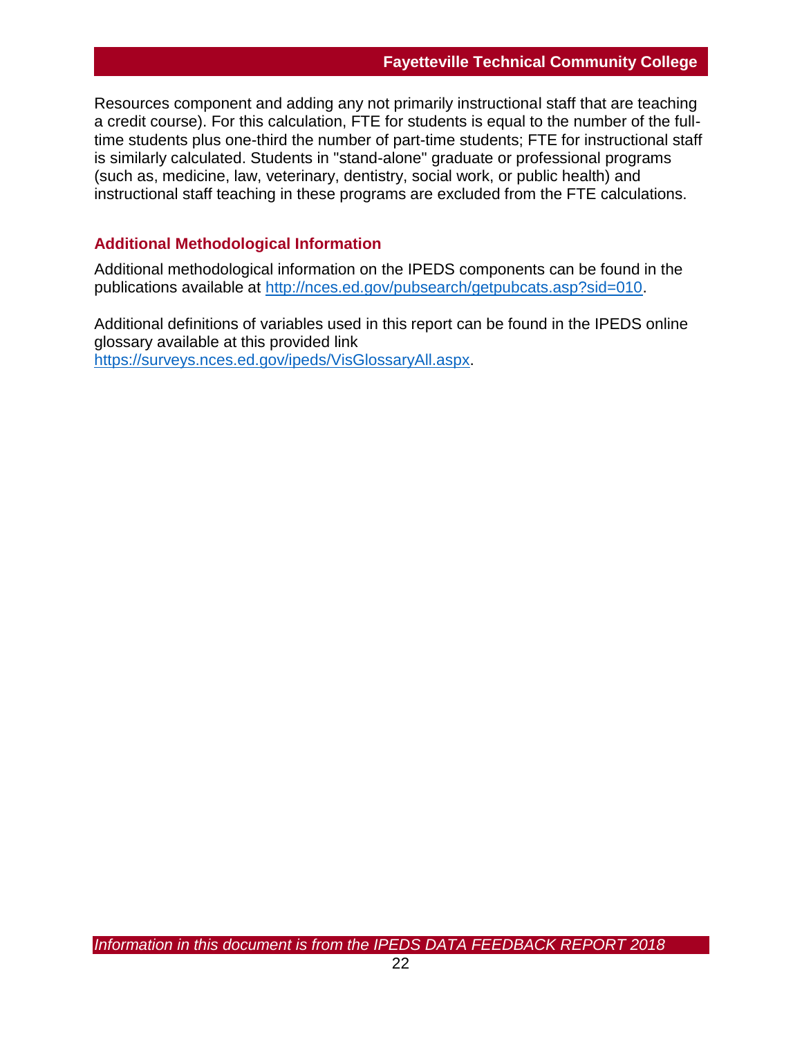Resources component and adding any not primarily instructional staff that are teaching a credit course). For this calculation, FTE for students is equal to the number of the full-time students plus one-third the number of part-time students; FTE for instructional staff is similarly calculated. Students in "stand-alone" graduate or professional programs (such as, medicine, law, veterinary, dentistry, social work, or public health) and instructional staff teaching in these programs are excluded from the FTE calculations.

## Additional Methodological Information

Additional methodological information on the IPEDS components can be found in the publications available at http://nces.ed.gov/pubsearch/getpubcats.asp?sid=010.

Additional definitions of variables used in this report can be found in the IPEDS online glossary available at this provided link https://surveys.nces.ed.gov/ipeds/VisGlossaryAll.aspx.